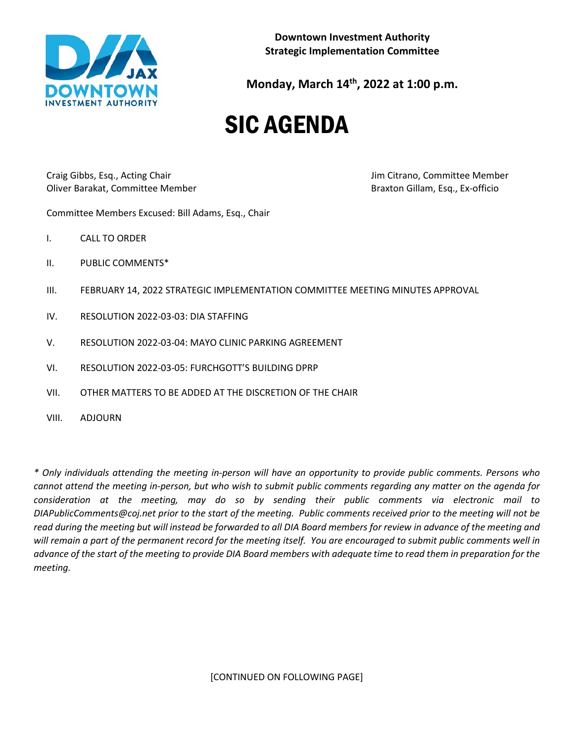**Downtown Investment Authority**
**Strategic Implementation Committee**

**Monday, March 14th, 2022 at 1:00 p.m.**

# SIC AGENDA

Craig Gibbs, Esq., Acting Chair
Oliver Barakat, Committee Member
Jim Citrano, Committee Member
Braxton Gillam, Esq., Ex-officio

Committee Members Excused: Bill Adams, Esq., Chair

I. CALL TO ORDER

II. PUBLIC COMMENTS*

III. FEBRUARY 14, 2022 STRATEGIC IMPLEMENTATION COMMITTEE MEETING MINUTES APPROVAL

IV. RESOLUTION 2022-03-03: DIA STAFFING

V. RESOLUTION 2022-03-04: MAYO CLINIC PARKING AGREEMENT

VI. RESOLUTION 2022-03-05: FURCHGOTT'S BUILDING DPRP

VII. OTHER MATTERS TO BE ADDED AT THE DISCRETION OF THE CHAIR

VIII. ADJOURN

*\* Only individuals attending the meeting in-person will have an opportunity to provide public comments. Persons who cannot attend the meeting in-person, but who wish to submit public comments regarding any matter on the agenda for consideration at the meeting, may do so by sending their public comments via electronic mail to DIAPublicComments@coj.net prior to the start of the meeting. Public comments received prior to the meeting will not be read during the meeting but will instead be forwarded to all DIA Board members for review in advance of the meeting and will remain a part of the permanent record for the meeting itself. You are encouraged to submit public comments well in advance of the start of the meeting to provide DIA Board members with adequate time to read them in preparation for the meeting.*

[CONTINUED ON FOLLOWING PAGE]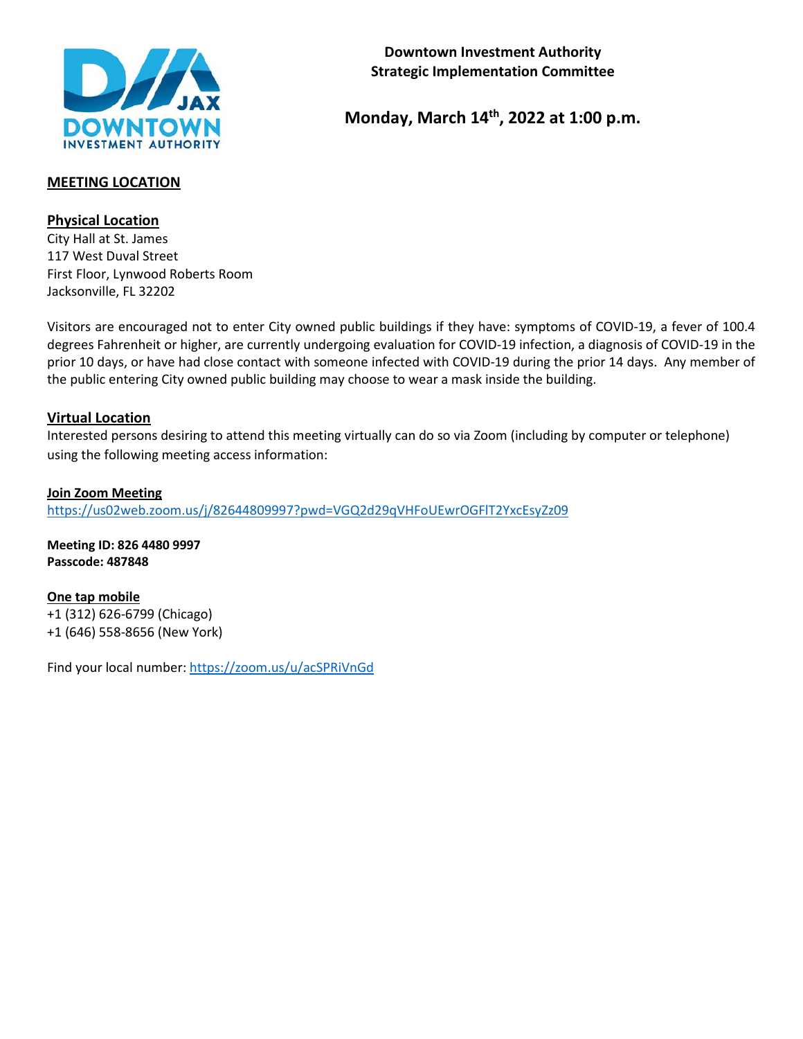**Downtown Investment Authority**
**Strategic Implementation Committee**

**Monday, March 14th, 2022 at 1:00 p.m.**

**MEETING LOCATION**

**Physical Location**
City Hall at St. James
117 West Duval Street
First Floor, Lynwood Roberts Room
Jacksonville, FL 32202

Visitors are encouraged not to enter City owned public buildings if they have: symptoms of COVID-19, a fever of 100.4 degrees Fahrenheit or higher, are currently undergoing evaluation for COVID-19 infection, a diagnosis of COVID-19 in the prior 10 days, or have had close contact with someone infected with COVID-19 during the prior 14 days. Any member of the public entering City owned public building may choose to wear a mask inside the building.

**Virtual Location**
Interested persons desiring to attend this meeting virtually can do so via Zoom (including by computer or telephone) using the following meeting access information:

**Join Zoom Meeting**
https://us02web.zoom.us/j/82644809997?pwd=VGQ2d29qVHFoUEwrOGFlT2YxcEsyZz09

**Meeting ID: 826 4480 9997**
**Passcode: 487848**

**One tap mobile**
+1 (312) 626-6799 (Chicago)
+1 (646) 558-8656 (New York)

Find your local number: https://zoom.us/u/acSPRiVnGd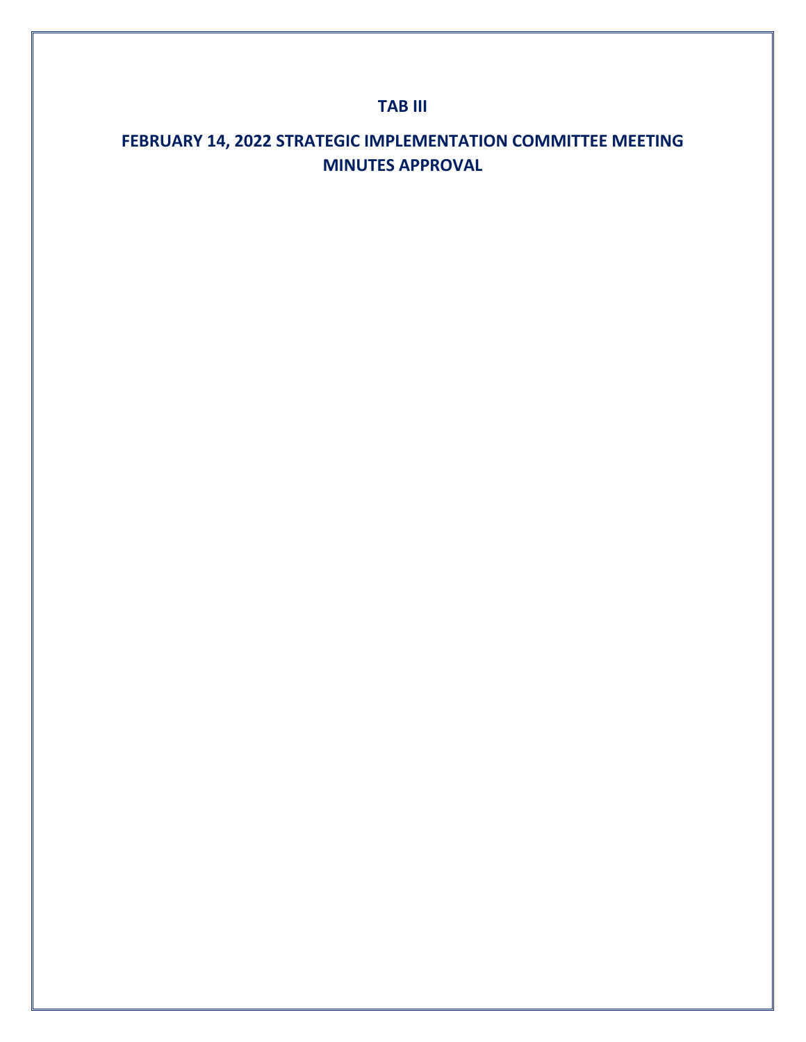# TAB III

## FEBRUARY 14, 2022 STRATEGIC IMPLEMENTATION COMMITTEE MEETING MINUTES APPROVAL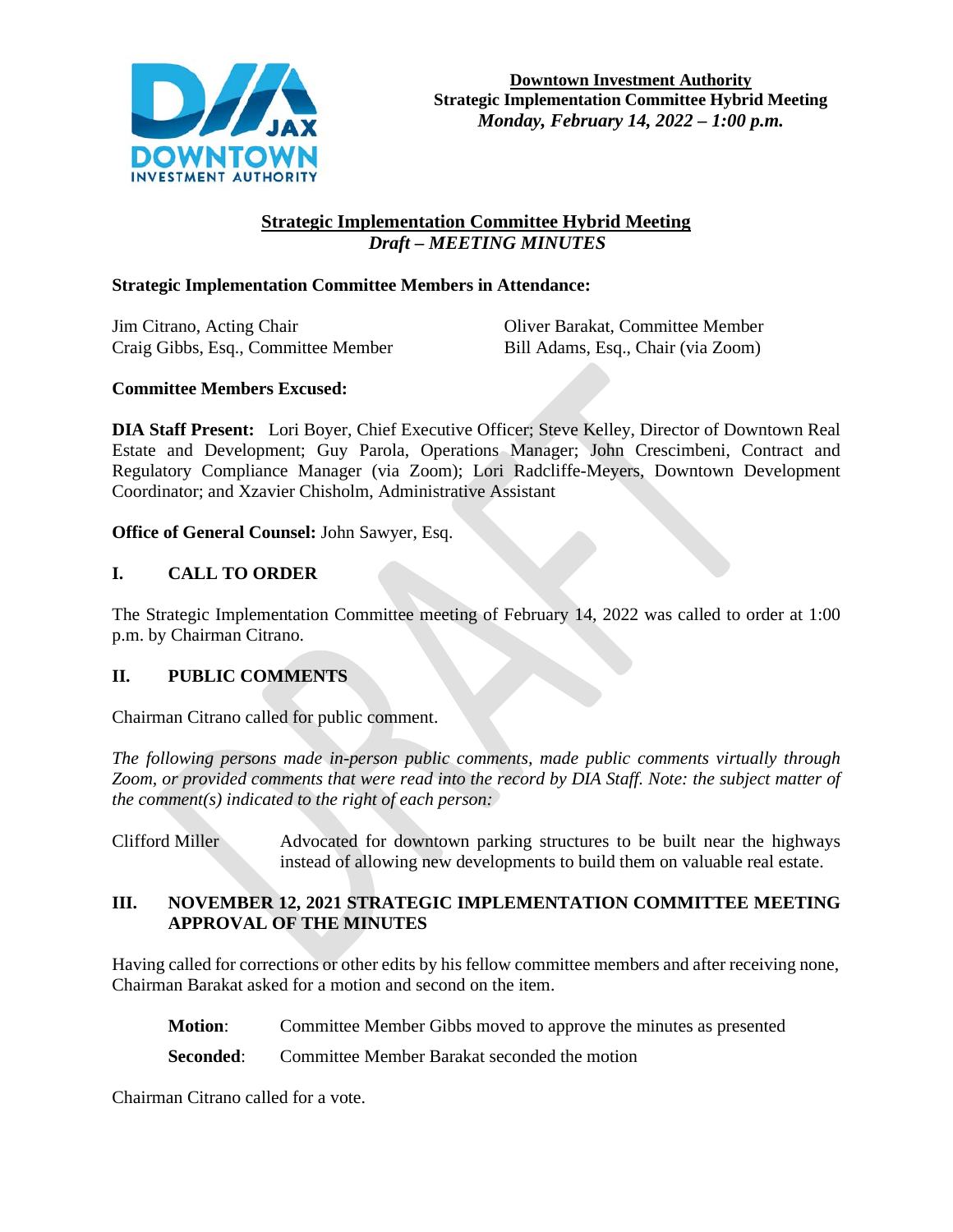**Downtown Investment Authority**
**Strategic Implementation Committee Hybrid Meeting**
***Monday, February 14, 2022 – 1:00 p.m.***

## Strategic Implementation Committee Hybrid Meeting
### *Draft – MEETING MINUTES*

**Strategic Implementation Committee Members in Attendance:**

Jim Citrano, Acting Chair
Craig Gibbs, Esq., Committee Member
Oliver Barakat, Committee Member
Bill Adams, Esq., Chair (via Zoom)

**Committee Members Excused:**

**DIA Staff Present:** Lori Boyer, Chief Executive Officer; Steve Kelley, Director of Downtown Real Estate and Development; Guy Parola, Operations Manager; John Crescimbeni, Contract and Regulatory Compliance Manager (via Zoom); Lori Radcliffe-Meyers, Downtown Development Coordinator; and Xzavier Chisholm, Administrative Assistant

**Office of General Counsel:** John Sawyer, Esq.

## I. CALL TO ORDER

The Strategic Implementation Committee meeting of February 14, 2022 was called to order at 1:00 p.m. by Chairman Citrano.

## II. PUBLIC COMMENTS

Chairman Citrano called for public comment.

*The following persons made in-person public comments, made public comments virtually through Zoom, or provided comments that were read into the record by DIA Staff. Note: the subject matter of the comment(s) indicated to the right of each person:*

Clifford Miller — Advocated for downtown parking structures to be built near the highways instead of allowing new developments to build them on valuable real estate.

## III. NOVEMBER 12, 2021 STRATEGIC IMPLEMENTATION COMMITTEE MEETING APPROVAL OF THE MINUTES

Having called for corrections or other edits by his fellow committee members and after receiving none, Chairman Barakat asked for a motion and second on the item.

**Motion**: Committee Member Gibbs moved to approve the minutes as presented

**Seconded**: Committee Member Barakat seconded the motion

Chairman Citrano called for a vote.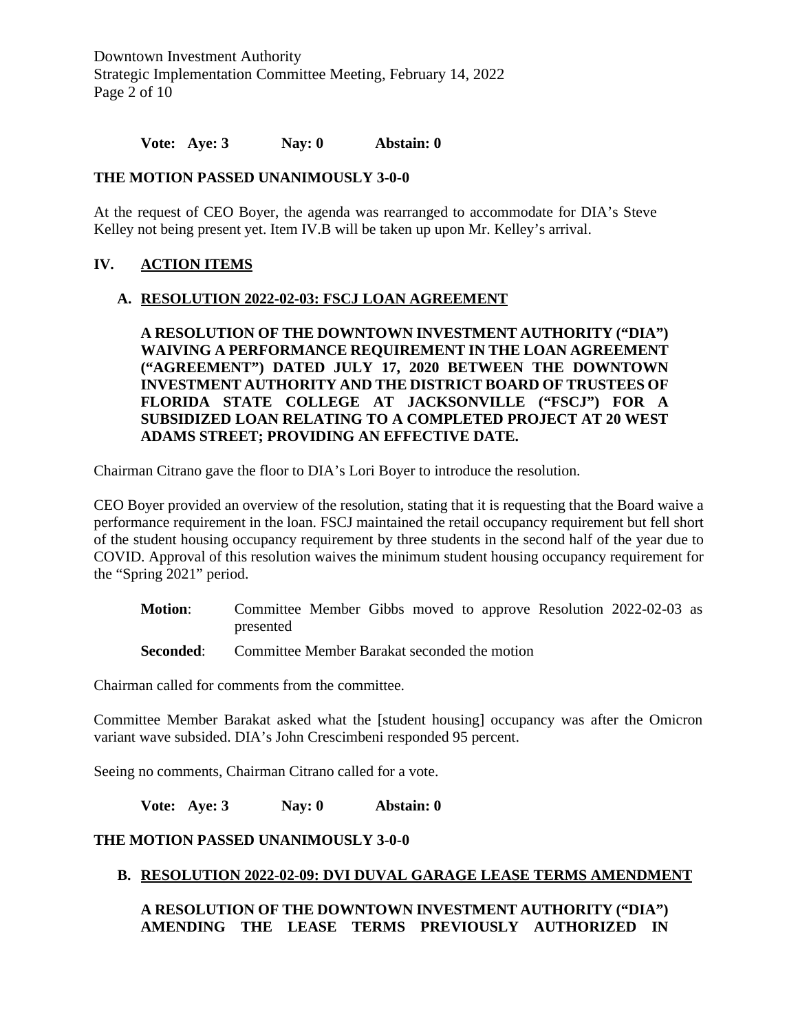**Vote: Aye: 3 Nay: 0 Abstain: 0**

**THE MOTION PASSED UNANIMOUSLY 3-0-0**

At the request of CEO Boyer, the agenda was rearranged to accommodate for DIA's Steve Kelley not being present yet. Item IV.B will be taken up upon Mr. Kelley's arrival.

## IV. ACTION ITEMS

### A. RESOLUTION 2022-02-03: FSCJ LOAN AGREEMENT

**A RESOLUTION OF THE DOWNTOWN INVESTMENT AUTHORITY ("DIA") WAIVING A PERFORMANCE REQUIREMENT IN THE LOAN AGREEMENT ("AGREEMENT") DATED JULY 17, 2020 BETWEEN THE DOWNTOWN INVESTMENT AUTHORITY AND THE DISTRICT BOARD OF TRUSTEES OF FLORIDA STATE COLLEGE AT JACKSONVILLE ("FSCJ") FOR A SUBSIDIZED LOAN RELATING TO A COMPLETED PROJECT AT 20 WEST ADAMS STREET; PROVIDING AN EFFECTIVE DATE.**

Chairman Citrano gave the floor to DIA's Lori Boyer to introduce the resolution.

CEO Boyer provided an overview of the resolution, stating that it is requesting that the Board waive a performance requirement in the loan. FSCJ maintained the retail occupancy requirement but fell short of the student housing occupancy requirement by three students in the second half of the year due to COVID. Approval of this resolution waives the minimum student housing occupancy requirement for the "Spring 2021" period.

**Motion**: Committee Member Gibbs moved to approve Resolution 2022-02-03 as presented

**Seconded**: Committee Member Barakat seconded the motion

Chairman called for comments from the committee.

Committee Member Barakat asked what the [student housing] occupancy was after the Omicron variant wave subsided. DIA's John Crescimbeni responded 95 percent.

Seeing no comments, Chairman Citrano called for a vote.

**Vote: Aye: 3 Nay: 0 Abstain: 0**

**THE MOTION PASSED UNANIMOUSLY 3-0-0**

### B. RESOLUTION 2022-02-09: DVI DUVAL GARAGE LEASE TERMS AMENDMENT

**A RESOLUTION OF THE DOWNTOWN INVESTMENT AUTHORITY ("DIA") AMENDING THE LEASE TERMS PREVIOUSLY AUTHORIZED IN**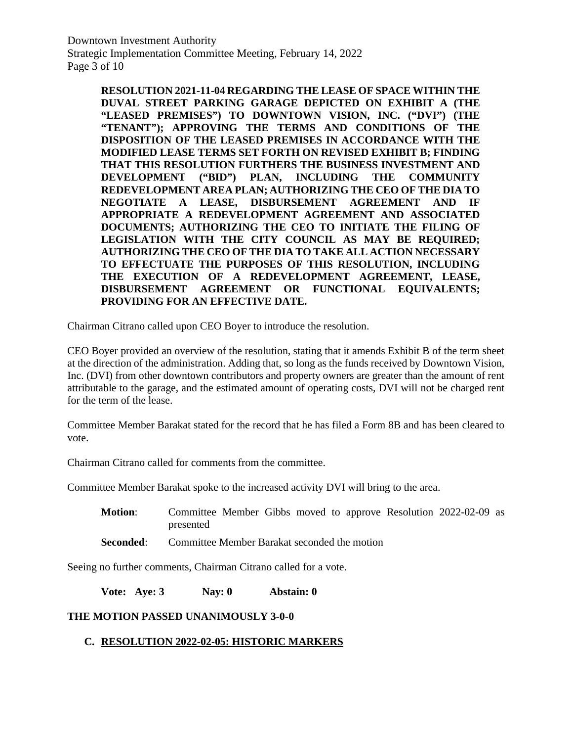**RESOLUTION 2021-11-04 REGARDING THE LEASE OF SPACE WITHIN THE DUVAL STREET PARKING GARAGE DEPICTED ON EXHIBIT A (THE "LEASED PREMISES") TO DOWNTOWN VISION, INC. ("DVI") (THE "TENANT"); APPROVING THE TERMS AND CONDITIONS OF THE DISPOSITION OF THE LEASED PREMISES IN ACCORDANCE WITH THE MODIFIED LEASE TERMS SET FORTH ON REVISED EXHIBIT B; FINDING THAT THIS RESOLUTION FURTHERS THE BUSINESS INVESTMENT AND DEVELOPMENT ("BID") PLAN, INCLUDING THE COMMUNITY REDEVELOPMENT AREA PLAN; AUTHORIZING THE CEO OF THE DIA TO NEGOTIATE A LEASE, DISBURSEMENT AGREEMENT AND IF APPROPRIATE A REDEVELOPMENT AGREEMENT AND ASSOCIATED DOCUMENTS; AUTHORIZING THE CEO TO INITIATE THE FILING OF LEGISLATION WITH THE CITY COUNCIL AS MAY BE REQUIRED; AUTHORIZING THE CEO OF THE DIA TO TAKE ALL ACTION NECESSARY TO EFFECTUATE THE PURPOSES OF THIS RESOLUTION, INCLUDING THE EXECUTION OF A REDEVELOPMENT AGREEMENT, LEASE, DISBURSEMENT AGREEMENT OR FUNCTIONAL EQUIVALENTS; PROVIDING FOR AN EFFECTIVE DATE.**

Chairman Citrano called upon CEO Boyer to introduce the resolution.

CEO Boyer provided an overview of the resolution, stating that it amends Exhibit B of the term sheet at the direction of the administration. Adding that, so long as the funds received by Downtown Vision, Inc. (DVI) from other downtown contributors and property owners are greater than the amount of rent attributable to the garage, and the estimated amount of operating costs, DVI will not be charged rent for the term of the lease.

Committee Member Barakat stated for the record that he has filed a Form 8B and has been cleared to vote.

Chairman Citrano called for comments from the committee.

Committee Member Barakat spoke to the increased activity DVI will bring to the area.

**Motion**: Committee Member Gibbs moved to approve Resolution 2022-02-09 as presented

**Seconded**: Committee Member Barakat seconded the motion

Seeing no further comments, Chairman Citrano called for a vote.

**Vote: Aye: 3 Nay: 0 Abstain: 0**

**THE MOTION PASSED UNANIMOUSLY 3-0-0**

## C. RESOLUTION 2022-02-05: HISTORIC MARKERS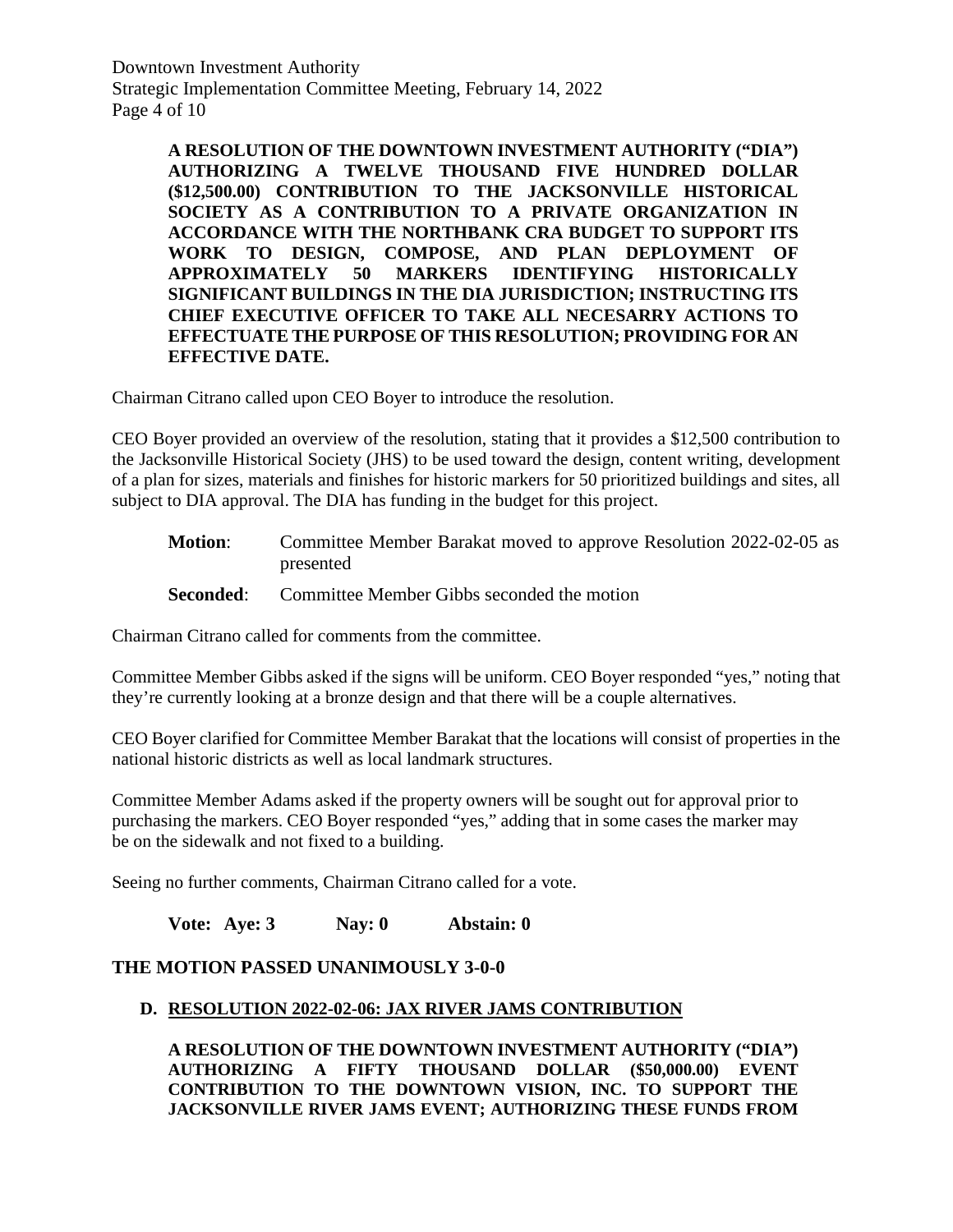**A RESOLUTION OF THE DOWNTOWN INVESTMENT AUTHORITY ("DIA") AUTHORIZING A TWELVE THOUSAND FIVE HUNDRED DOLLAR ($12,500.00) CONTRIBUTION TO THE JACKSONVILLE HISTORICAL SOCIETY AS A CONTRIBUTION TO A PRIVATE ORGANIZATION IN ACCORDANCE WITH THE NORTHBANK CRA BUDGET TO SUPPORT ITS WORK TO DESIGN, COMPOSE, AND PLAN DEPLOYMENT OF APPROXIMATELY 50 MARKERS IDENTIFYING HISTORICALLY SIGNIFICANT BUILDINGS IN THE DIA JURISDICTION; INSTRUCTING ITS CHIEF EXECUTIVE OFFICER TO TAKE ALL NECESARRY ACTIONS TO EFFECTUATE THE PURPOSE OF THIS RESOLUTION; PROVIDING FOR AN EFFECTIVE DATE.**

Chairman Citrano called upon CEO Boyer to introduce the resolution.

CEO Boyer provided an overview of the resolution, stating that it provides a $12,500 contribution to the Jacksonville Historical Society (JHS) to be used toward the design, content writing, development of a plan for sizes, materials and finishes for historic markers for 50 prioritized buildings and sites, all subject to DIA approval. The DIA has funding in the budget for this project.

**Motion**: Committee Member Barakat moved to approve Resolution 2022-02-05 as presented

**Seconded**: Committee Member Gibbs seconded the motion

Chairman Citrano called for comments from the committee.

Committee Member Gibbs asked if the signs will be uniform. CEO Boyer responded "yes," noting that they're currently looking at a bronze design and that there will be a couple alternatives.

CEO Boyer clarified for Committee Member Barakat that the locations will consist of properties in the national historic districts as well as local landmark structures.

Committee Member Adams asked if the property owners will be sought out for approval prior to purchasing the markers. CEO Boyer responded "yes," adding that in some cases the marker may be on the sidewalk and not fixed to a building.

Seeing no further comments, Chairman Citrano called for a vote.

**Vote: Aye: 3 Nay: 0 Abstain: 0**

**THE MOTION PASSED UNANIMOUSLY 3-0-0**

**D. RESOLUTION 2022-02-06: JAX RIVER JAMS CONTRIBUTION**

**A RESOLUTION OF THE DOWNTOWN INVESTMENT AUTHORITY ("DIA") AUTHORIZING A FIFTY THOUSAND DOLLAR ($50,000.00) EVENT CONTRIBUTION TO THE DOWNTOWN VISION, INC. TO SUPPORT THE JACKSONVILLE RIVER JAMS EVENT; AUTHORIZING THESE FUNDS FROM**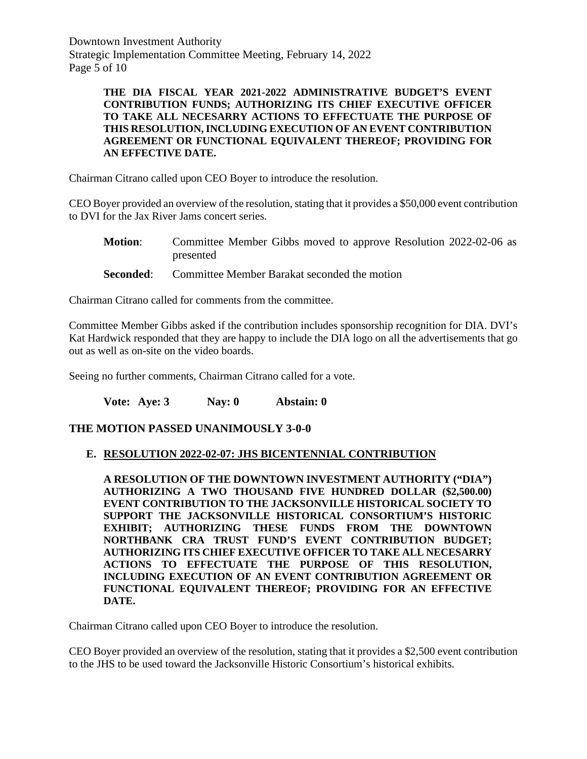**THE DIA FISCAL YEAR 2021-2022 ADMINISTRATIVE BUDGET'S EVENT CONTRIBUTION FUNDS; AUTHORIZING ITS CHIEF EXECUTIVE OFFICER TO TAKE ALL NECESARRY ACTIONS TO EFFECTUATE THE PURPOSE OF THIS RESOLUTION, INCLUDING EXECUTION OF AN EVENT CONTRIBUTION AGREEMENT OR FUNCTIONAL EQUIVALENT THEREOF; PROVIDING FOR AN EFFECTIVE DATE.**

Chairman Citrano called upon CEO Boyer to introduce the resolution.

CEO Boyer provided an overview of the resolution, stating that it provides a $50,000 event contribution to DVI for the Jax River Jams concert series.

**Motion**: Committee Member Gibbs moved to approve Resolution 2022-02-06 as presented

**Seconded**: Committee Member Barakat seconded the motion

Chairman Citrano called for comments from the committee.

Committee Member Gibbs asked if the contribution includes sponsorship recognition for DIA. DVI's Kat Hardwick responded that they are happy to include the DIA logo on all the advertisements that go out as well as on-site on the video boards.

Seeing no further comments, Chairman Citrano called for a vote.

**Vote: Aye: 3 Nay: 0 Abstain: 0**

**THE MOTION PASSED UNANIMOUSLY 3-0-0**

**E. RESOLUTION 2022-02-07: JHS BICENTENNIAL CONTRIBUTION**

**A RESOLUTION OF THE DOWNTOWN INVESTMENT AUTHORITY ("DIA") AUTHORIZING A TWO THOUSAND FIVE HUNDRED DOLLAR ($2,500.00) EVENT CONTRIBUTION TO THE JACKSONVILLE HISTORICAL SOCIETY TO SUPPORT THE JACKSONVILLE HISTORICAL CONSORTIUM'S HISTORIC EXHIBIT; AUTHORIZING THESE FUNDS FROM THE DOWNTOWN NORTHBANK CRA TRUST FUND'S EVENT CONTRIBUTION BUDGET; AUTHORIZING ITS CHIEF EXECUTIVE OFFICER TO TAKE ALL NECESARRY ACTIONS TO EFFECTUATE THE PURPOSE OF THIS RESOLUTION, INCLUDING EXECUTION OF AN EVENT CONTRIBUTION AGREEMENT OR FUNCTIONAL EQUIVALENT THEREOF; PROVIDING FOR AN EFFECTIVE DATE.**

Chairman Citrano called upon CEO Boyer to introduce the resolution.

CEO Boyer provided an overview of the resolution, stating that it provides a $2,500 event contribution to the JHS to be used toward the Jacksonville Historic Consortium's historical exhibits.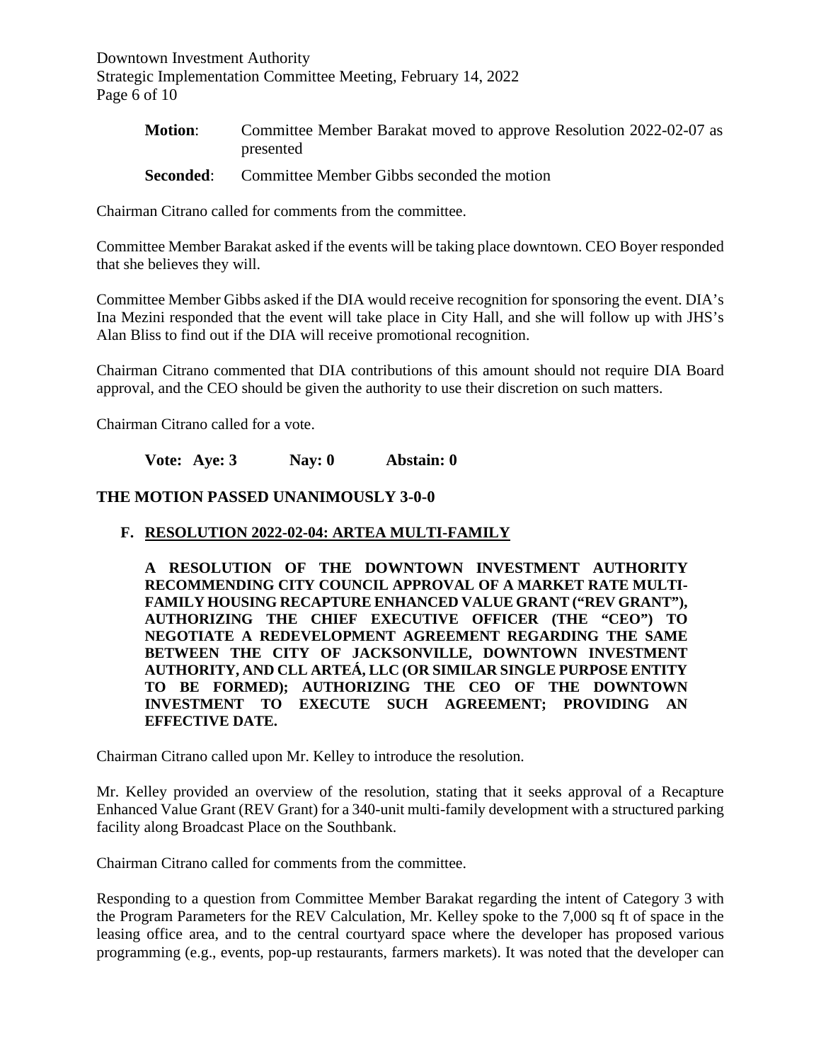**Motion**: Committee Member Barakat moved to approve Resolution 2022-02-07 as presented

**Seconded**: Committee Member Gibbs seconded the motion

Chairman Citrano called for comments from the committee.

Committee Member Barakat asked if the events will be taking place downtown. CEO Boyer responded that she believes they will.

Committee Member Gibbs asked if the DIA would receive recognition for sponsoring the event. DIA's Ina Mezini responded that the event will take place in City Hall, and she will follow up with JHS's Alan Bliss to find out if the DIA will receive promotional recognition.

Chairman Citrano commented that DIA contributions of this amount should not require DIA Board approval, and the CEO should be given the authority to use their discretion on such matters.

Chairman Citrano called for a vote.

**Vote: Aye: 3 Nay: 0 Abstain: 0**

**THE MOTION PASSED UNANIMOUSLY 3-0-0**

### F. RESOLUTION 2022-02-04: ARTEA MULTI-FAMILY

**A RESOLUTION OF THE DOWNTOWN INVESTMENT AUTHORITY RECOMMENDING CITY COUNCIL APPROVAL OF A MARKET RATE MULTI-FAMILY HOUSING RECAPTURE ENHANCED VALUE GRANT ("REV GRANT"), AUTHORIZING THE CHIEF EXECUTIVE OFFICER (THE "CEO") TO NEGOTIATE A REDEVELOPMENT AGREEMENT REGARDING THE SAME BETWEEN THE CITY OF JACKSONVILLE, DOWNTOWN INVESTMENT AUTHORITY, AND CLL ARTEÁ, LLC (OR SIMILAR SINGLE PURPOSE ENTITY TO BE FORMED); AUTHORIZING THE CEO OF THE DOWNTOWN INVESTMENT TO EXECUTE SUCH AGREEMENT; PROVIDING AN EFFECTIVE DATE.**

Chairman Citrano called upon Mr. Kelley to introduce the resolution.

Mr. Kelley provided an overview of the resolution, stating that it seeks approval of a Recapture Enhanced Value Grant (REV Grant) for a 340-unit multi-family development with a structured parking facility along Broadcast Place on the Southbank.

Chairman Citrano called for comments from the committee.

Responding to a question from Committee Member Barakat regarding the intent of Category 3 with the Program Parameters for the REV Calculation, Mr. Kelley spoke to the 7,000 sq ft of space in the leasing office area, and to the central courtyard space where the developer has proposed various programming (e.g., events, pop-up restaurants, farmers markets). It was noted that the developer can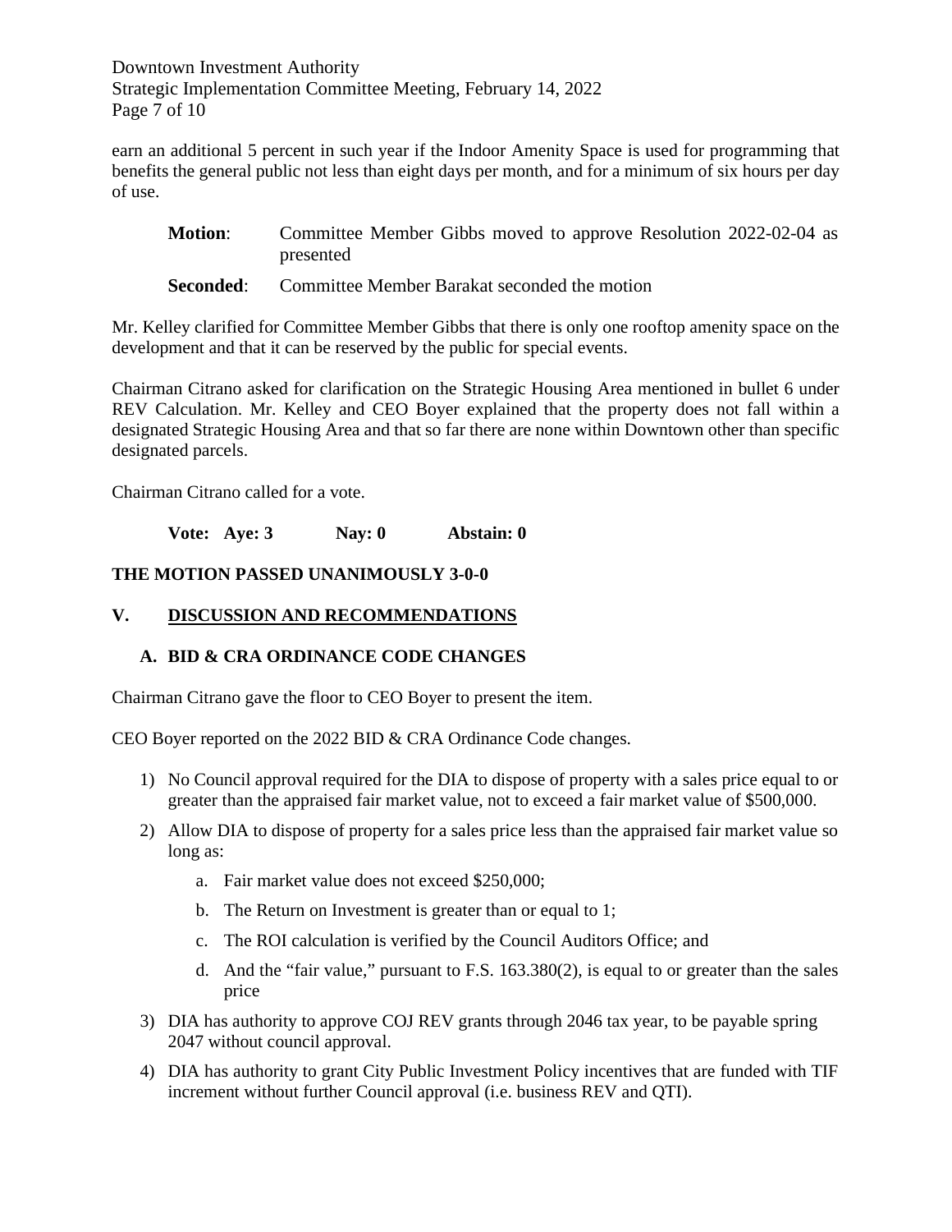earn an additional 5 percent in such year if the Indoor Amenity Space is used for programming that benefits the general public not less than eight days per month, and for a minimum of six hours per day of use.

> **Motion**: Committee Member Gibbs moved to approve Resolution 2022-02-04 as presented
>
> **Seconded**: Committee Member Barakat seconded the motion

Mr. Kelley clarified for Committee Member Gibbs that there is only one rooftop amenity space on the development and that it can be reserved by the public for special events.

Chairman Citrano asked for clarification on the Strategic Housing Area mentioned in bullet 6 under REV Calculation. Mr. Kelley and CEO Boyer explained that the property does not fall within a designated Strategic Housing Area and that so far there are none within Downtown other than specific designated parcels.

Chairman Citrano called for a vote.

**Vote: Aye: 3 Nay: 0 Abstain: 0**

**THE MOTION PASSED UNANIMOUSLY 3-0-0**

## V. DISCUSSION AND RECOMMENDATIONS

### A. BID & CRA ORDINANCE CODE CHANGES

Chairman Citrano gave the floor to CEO Boyer to present the item.

CEO Boyer reported on the 2022 BID & CRA Ordinance Code changes.

1) No Council approval required for the DIA to dispose of property with a sales price equal to or greater than the appraised fair market value, not to exceed a fair market value of $500,000.
2) Allow DIA to dispose of property for a sales price less than the appraised fair market value so long as:
   a. Fair market value does not exceed $250,000;
   b. The Return on Investment is greater than or equal to 1;
   c. The ROI calculation is verified by the Council Auditors Office; and
   d. And the "fair value," pursuant to F.S. 163.380(2), is equal to or greater than the sales price
3) DIA has authority to approve COJ REV grants through 2046 tax year, to be payable spring 2047 without council approval.
4) DIA has authority to grant City Public Investment Policy incentives that are funded with TIF increment without further Council approval (i.e. business REV and QTI).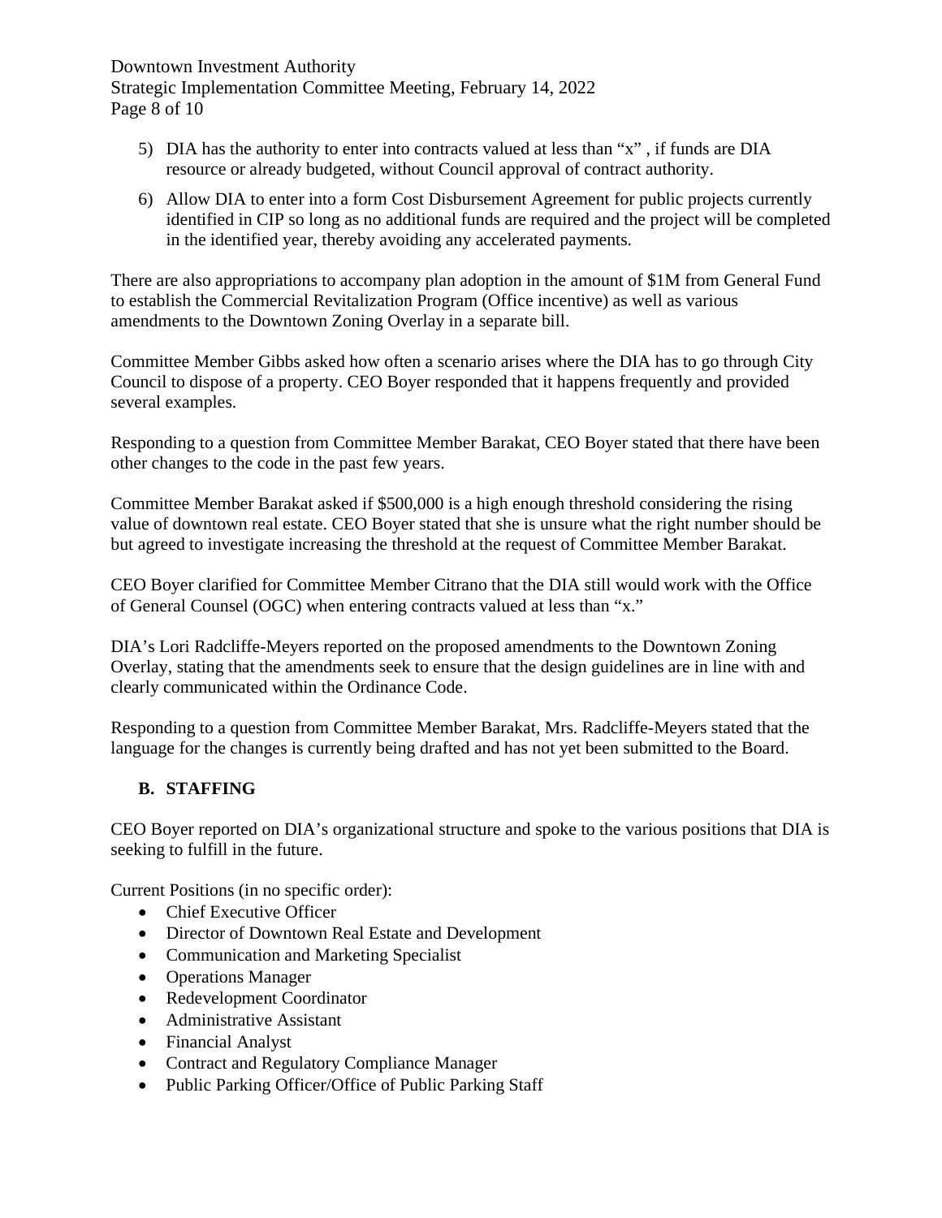5) DIA has the authority to enter into contracts valued at less than "x" , if funds are DIA resource or already budgeted, without Council approval of contract authority.

6) Allow DIA to enter into a form Cost Disbursement Agreement for public projects currently identified in CIP so long as no additional funds are required and the project will be completed in the identified year, thereby avoiding any accelerated payments.

There are also appropriations to accompany plan adoption in the amount of $1M from General Fund to establish the Commercial Revitalization Program (Office incentive) as well as various amendments to the Downtown Zoning Overlay in a separate bill.

Committee Member Gibbs asked how often a scenario arises where the DIA has to go through City Council to dispose of a property. CEO Boyer responded that it happens frequently and provided several examples.

Responding to a question from Committee Member Barakat, CEO Boyer stated that there have been other changes to the code in the past few years.

Committee Member Barakat asked if $500,000 is a high enough threshold considering the rising value of downtown real estate. CEO Boyer stated that she is unsure what the right number should be but agreed to investigate increasing the threshold at the request of Committee Member Barakat.

CEO Boyer clarified for Committee Member Citrano that the DIA still would work with the Office of General Counsel (OGC) when entering contracts valued at less than "x."

DIA's Lori Radcliffe-Meyers reported on the proposed amendments to the Downtown Zoning Overlay, stating that the amendments seek to ensure that the design guidelines are in line with and clearly communicated within the Ordinance Code.

Responding to a question from Committee Member Barakat, Mrs. Radcliffe-Meyers stated that the language for the changes is currently being drafted and has not yet been submitted to the Board.

## B. STAFFING

CEO Boyer reported on DIA's organizational structure and spoke to the various positions that DIA is seeking to fulfill in the future.

Current Positions (in no specific order):

- Chief Executive Officer
- Director of Downtown Real Estate and Development
- Communication and Marketing Specialist
- Operations Manager
- Redevelopment Coordinator
- Administrative Assistant
- Financial Analyst
- Contract and Regulatory Compliance Manager
- Public Parking Officer/Office of Public Parking Staff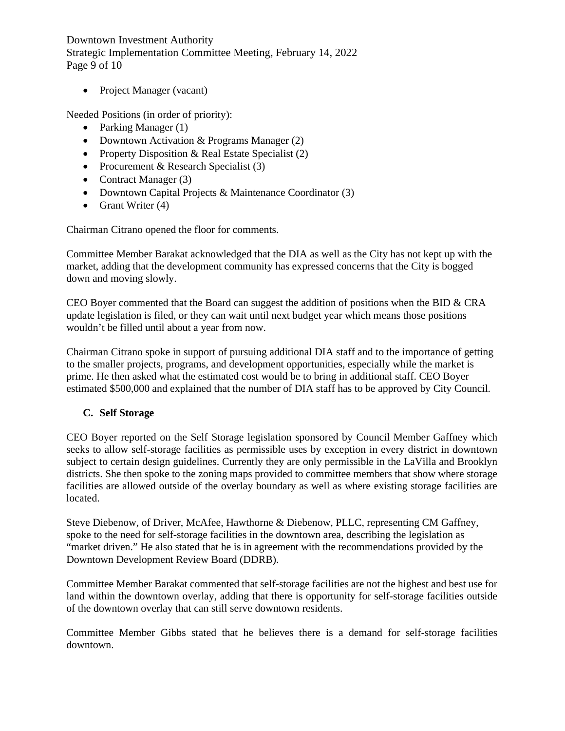- Project Manager (vacant)

Needed Positions (in order of priority):

- Parking Manager (1)
- Downtown Activation & Programs Manager (2)
- Property Disposition & Real Estate Specialist (2)
- Procurement & Research Specialist (3)
- Contract Manager (3)
- Downtown Capital Projects & Maintenance Coordinator (3)
- Grant Writer (4)

Chairman Citrano opened the floor for comments.

Committee Member Barakat acknowledged that the DIA as well as the City has not kept up with the market, adding that the development community has expressed concerns that the City is bogged down and moving slowly.

CEO Boyer commented that the Board can suggest the addition of positions when the BID & CRA update legislation is filed, or they can wait until next budget year which means those positions wouldn't be filled until about a year from now.

Chairman Citrano spoke in support of pursuing additional DIA staff and to the importance of getting to the smaller projects, programs, and development opportunities, especially while the market is prime. He then asked what the estimated cost would be to bring in additional staff. CEO Boyer estimated $500,000 and explained that the number of DIA staff has to be approved by City Council.

### C. Self Storage

CEO Boyer reported on the Self Storage legislation sponsored by Council Member Gaffney which seeks to allow self-storage facilities as permissible uses by exception in every district in downtown subject to certain design guidelines. Currently they are only permissible in the LaVilla and Brooklyn districts. She then spoke to the zoning maps provided to committee members that show where storage facilities are allowed outside of the overlay boundary as well as where existing storage facilities are located.

Steve Diebenow, of Driver, McAfee, Hawthorne & Diebenow, PLLC, representing CM Gaffney, spoke to the need for self-storage facilities in the downtown area, describing the legislation as "market driven." He also stated that he is in agreement with the recommendations provided by the Downtown Development Review Board (DDRB).

Committee Member Barakat commented that self-storage facilities are not the highest and best use for land within the downtown overlay, adding that there is opportunity for self-storage facilities outside of the downtown overlay that can still serve downtown residents.

Committee Member Gibbs stated that he believes there is a demand for self-storage facilities downtown.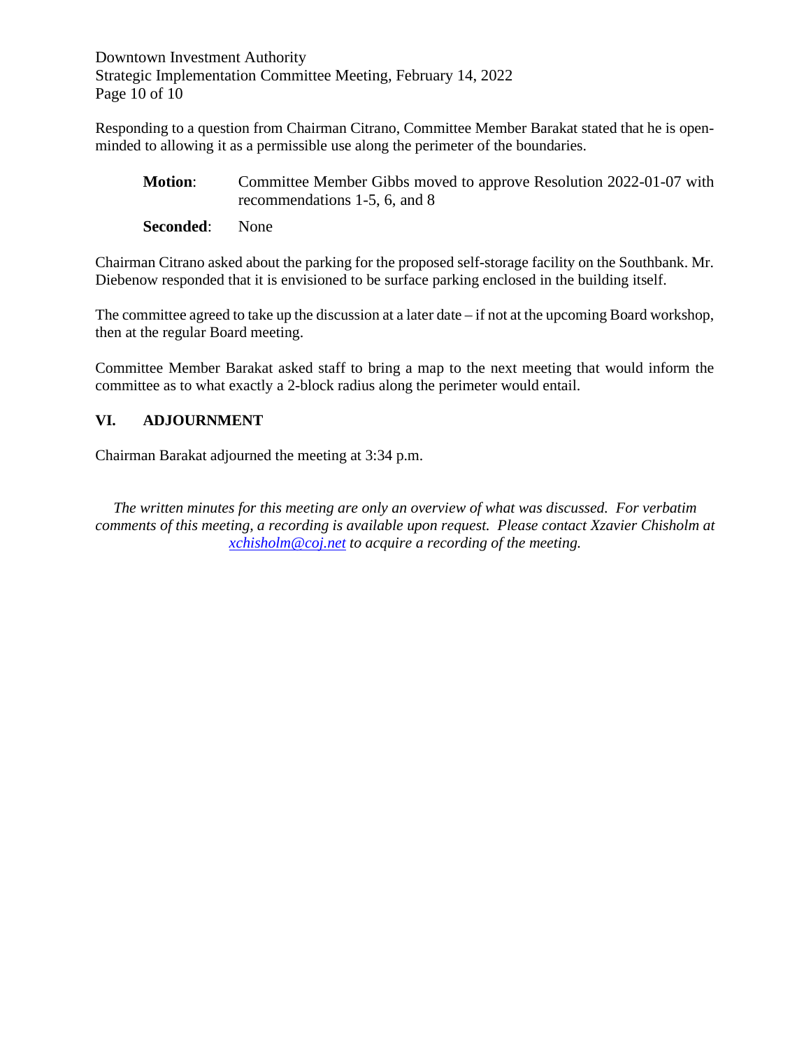Responding to a question from Chairman Citrano, Committee Member Barakat stated that he is open-minded to allowing it as a permissible use along the perimeter of the boundaries.

**Motion**: Committee Member Gibbs moved to approve Resolution 2022-01-07 with recommendations 1-5, 6, and 8

**Seconded**: None

Chairman Citrano asked about the parking for the proposed self-storage facility on the Southbank. Mr. Diebenow responded that it is envisioned to be surface parking enclosed in the building itself.

The committee agreed to take up the discussion at a later date – if not at the upcoming Board workshop, then at the regular Board meeting.

Committee Member Barakat asked staff to bring a map to the next meeting that would inform the committee as to what exactly a 2-block radius along the perimeter would entail.

## VI. ADJOURNMENT

Chairman Barakat adjourned the meeting at 3:34 p.m.

*The written minutes for this meeting are only an overview of what was discussed. For verbatim comments of this meeting, a recording is available upon request. Please contact Xzavier Chisholm at [xchisholm@coj.net](mailto:xchisholm@coj.net) to acquire a recording of the meeting.*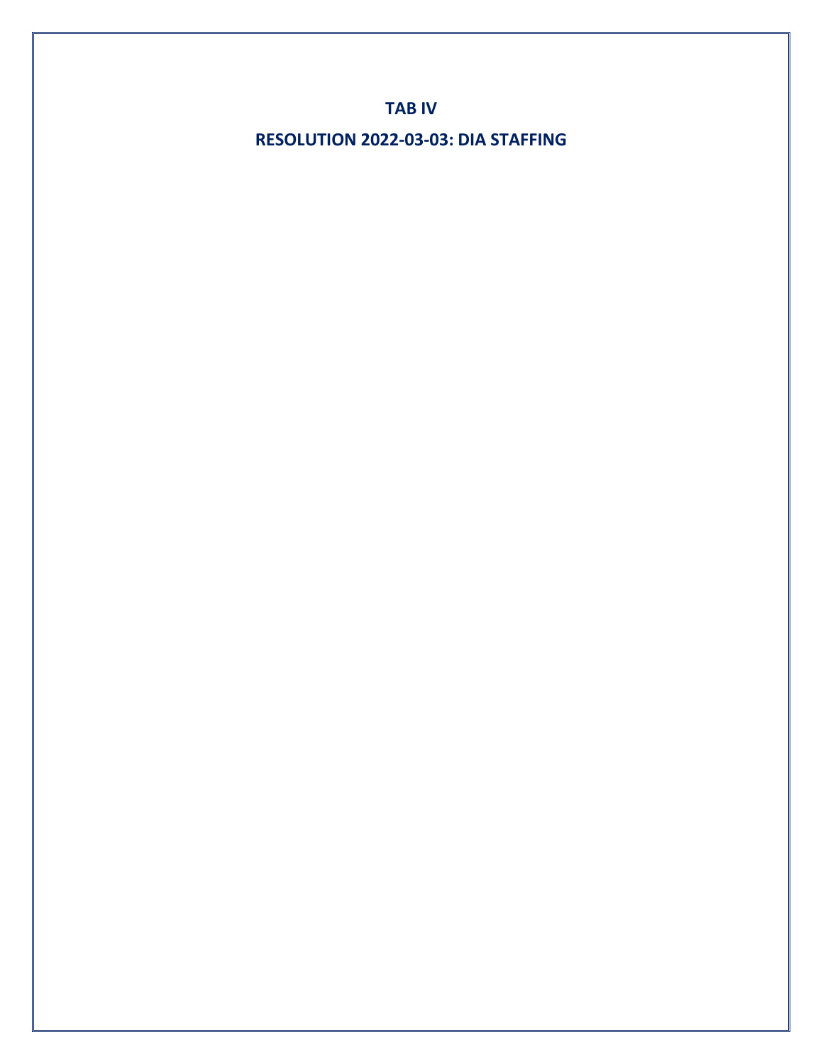# TAB IV

# RESOLUTION 2022-03-03: DIA STAFFING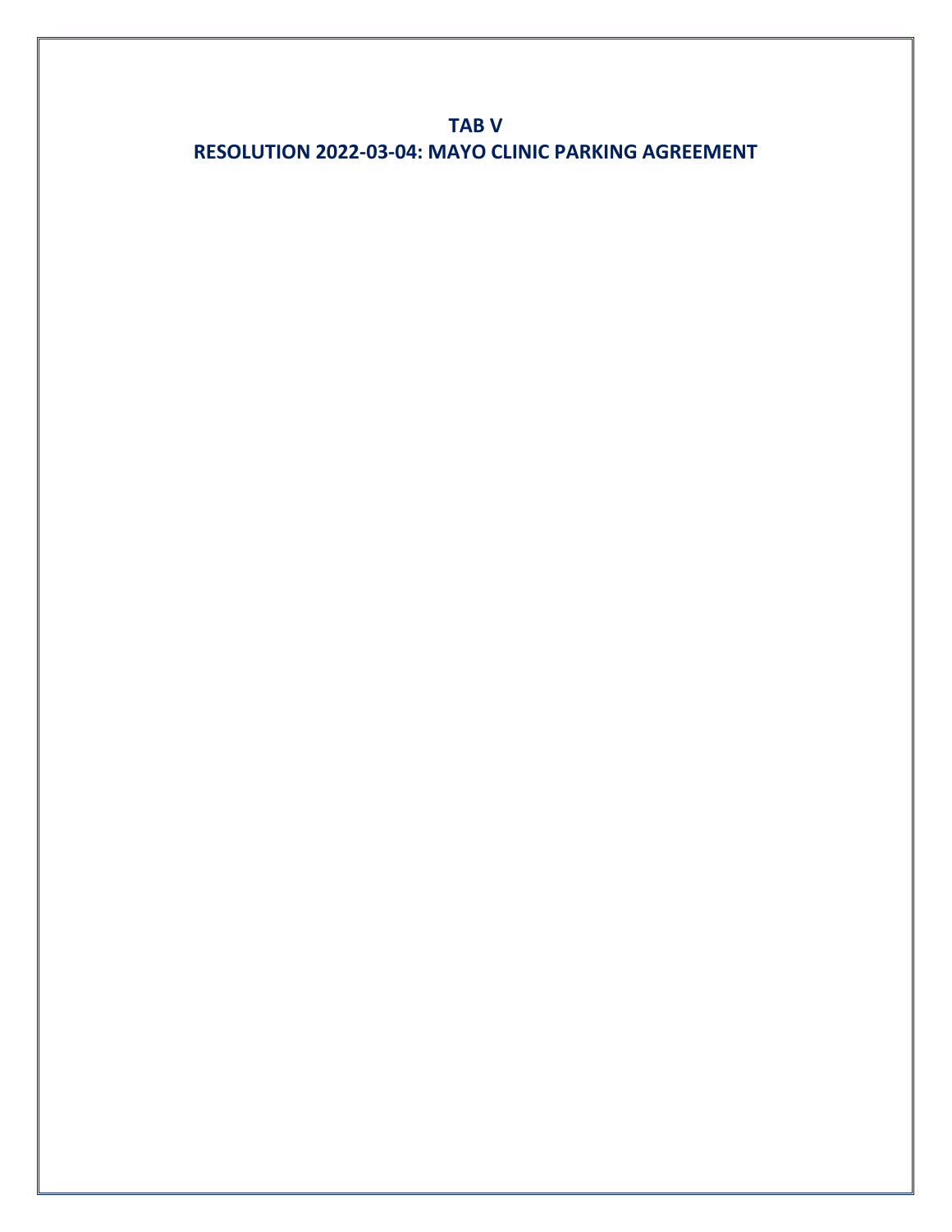# TAB V
# RESOLUTION 2022-03-04: MAYO CLINIC PARKING AGREEMENT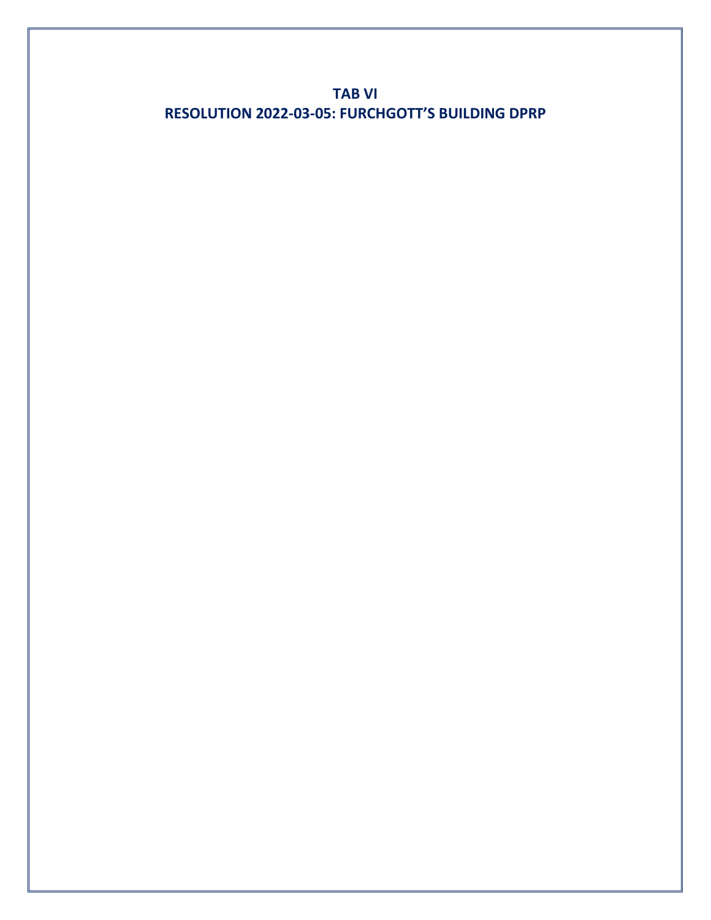# TAB VI

# RESOLUTION 2022-03-05: FURCHGOTT'S BUILDING DPRP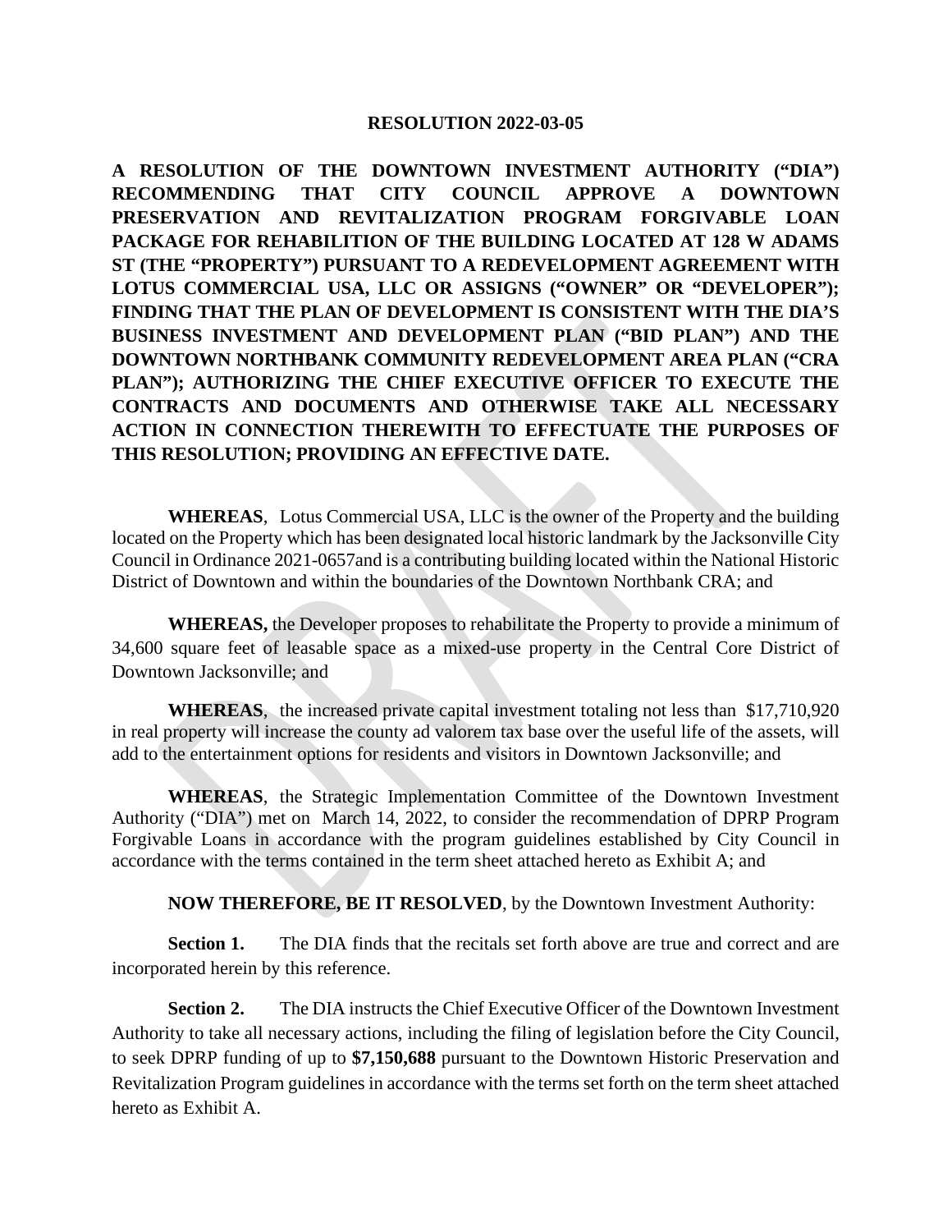**RESOLUTION 2022-03-05**

**A RESOLUTION OF THE DOWNTOWN INVESTMENT AUTHORITY ("DIA") RECOMMENDING THAT CITY COUNCIL APPROVE A DOWNTOWN PRESERVATION AND REVITALIZATION PROGRAM FORGIVABLE LOAN PACKAGE FOR REHABILITION OF THE BUILDING LOCATED AT 128 W ADAMS ST (THE "PROPERTY") PURSUANT TO A REDEVELOPMENT AGREEMENT WITH LOTUS COMMERCIAL USA, LLC OR ASSIGNS ("OWNER" OR "DEVELOPER"); FINDING THAT THE PLAN OF DEVELOPMENT IS CONSISTENT WITH THE DIA'S BUSINESS INVESTMENT AND DEVELOPMENT PLAN ("BID PLAN") AND THE DOWNTOWN NORTHBANK COMMUNITY REDEVELOPMENT AREA PLAN ("CRA PLAN"); AUTHORIZING THE CHIEF EXECUTIVE OFFICER TO EXECUTE THE CONTRACTS AND DOCUMENTS AND OTHERWISE TAKE ALL NECESSARY ACTION IN CONNECTION THEREWITH TO EFFECTUATE THE PURPOSES OF THIS RESOLUTION; PROVIDING AN EFFECTIVE DATE.**

**WHEREAS**, Lotus Commercial USA, LLC is the owner of the Property and the building located on the Property which has been designated local historic landmark by the Jacksonville City Council in Ordinance 2021-0657and is a contributing building located within the National Historic District of Downtown and within the boundaries of the Downtown Northbank CRA; and

**WHEREAS,** the Developer proposes to rehabilitate the Property to provide a minimum of 34,600 square feet of leasable space as a mixed-use property in the Central Core District of Downtown Jacksonville; and

**WHEREAS**, the increased private capital investment totaling not less than $17,710,920 in real property will increase the county ad valorem tax base over the useful life of the assets, will add to the entertainment options for residents and visitors in Downtown Jacksonville; and

**WHEREAS**, the Strategic Implementation Committee of the Downtown Investment Authority ("DIA") met on March 14, 2022, to consider the recommendation of DPRP Program Forgivable Loans in accordance with the program guidelines established by City Council in accordance with the terms contained in the term sheet attached hereto as Exhibit A; and

**NOW THEREFORE, BE IT RESOLVED**, by the Downtown Investment Authority:

**Section 1.** The DIA finds that the recitals set forth above are true and correct and are incorporated herein by this reference.

**Section 2.** The DIA instructs the Chief Executive Officer of the Downtown Investment Authority to take all necessary actions, including the filing of legislation before the City Council, to seek DPRP funding of up to **$7,150,688** pursuant to the Downtown Historic Preservation and Revitalization Program guidelines in accordance with the terms set forth on the term sheet attached hereto as Exhibit A.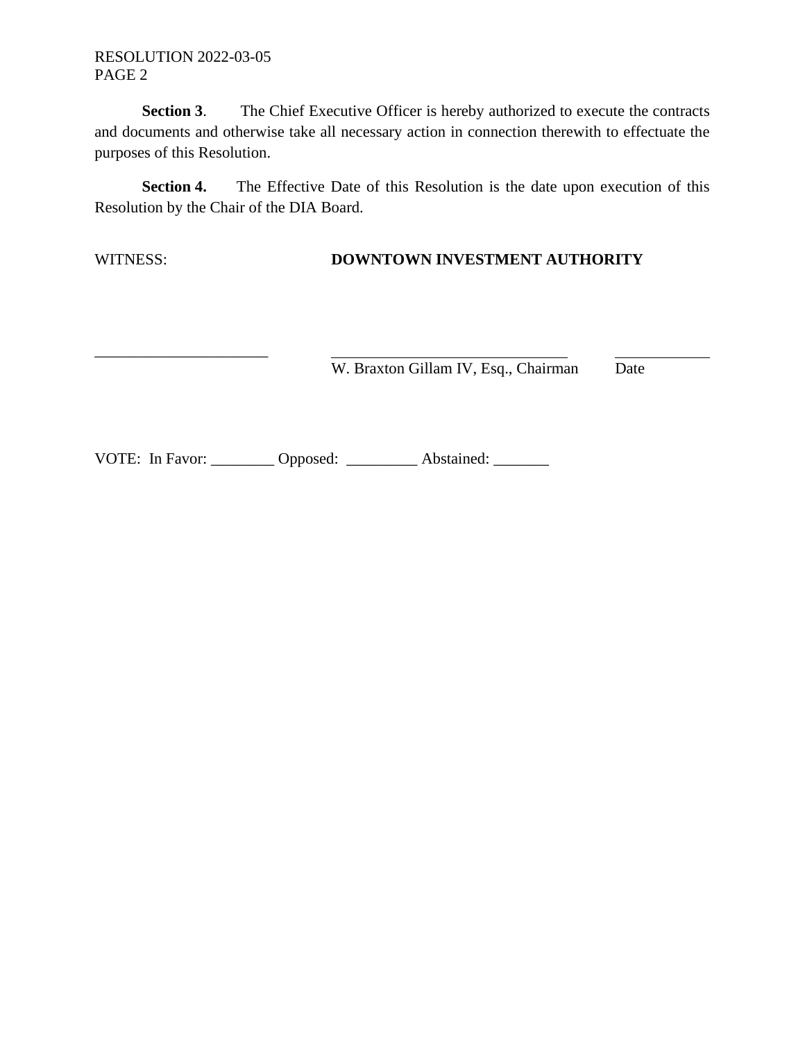**Section 3**. The Chief Executive Officer is hereby authorized to execute the contracts and documents and otherwise take all necessary action in connection therewith to effectuate the purposes of this Resolution.

**Section 4.** The Effective Date of this Resolution is the date upon execution of this Resolution by the Chair of the DIA Board.

WITNESS: **DOWNTOWN INVESTMENT AUTHORITY**

______________________ ______________________________ ____________

W. Braxton Gillam IV, Esq., Chairman Date

VOTE: In Favor: ________ Opposed: _________ Abstained: _______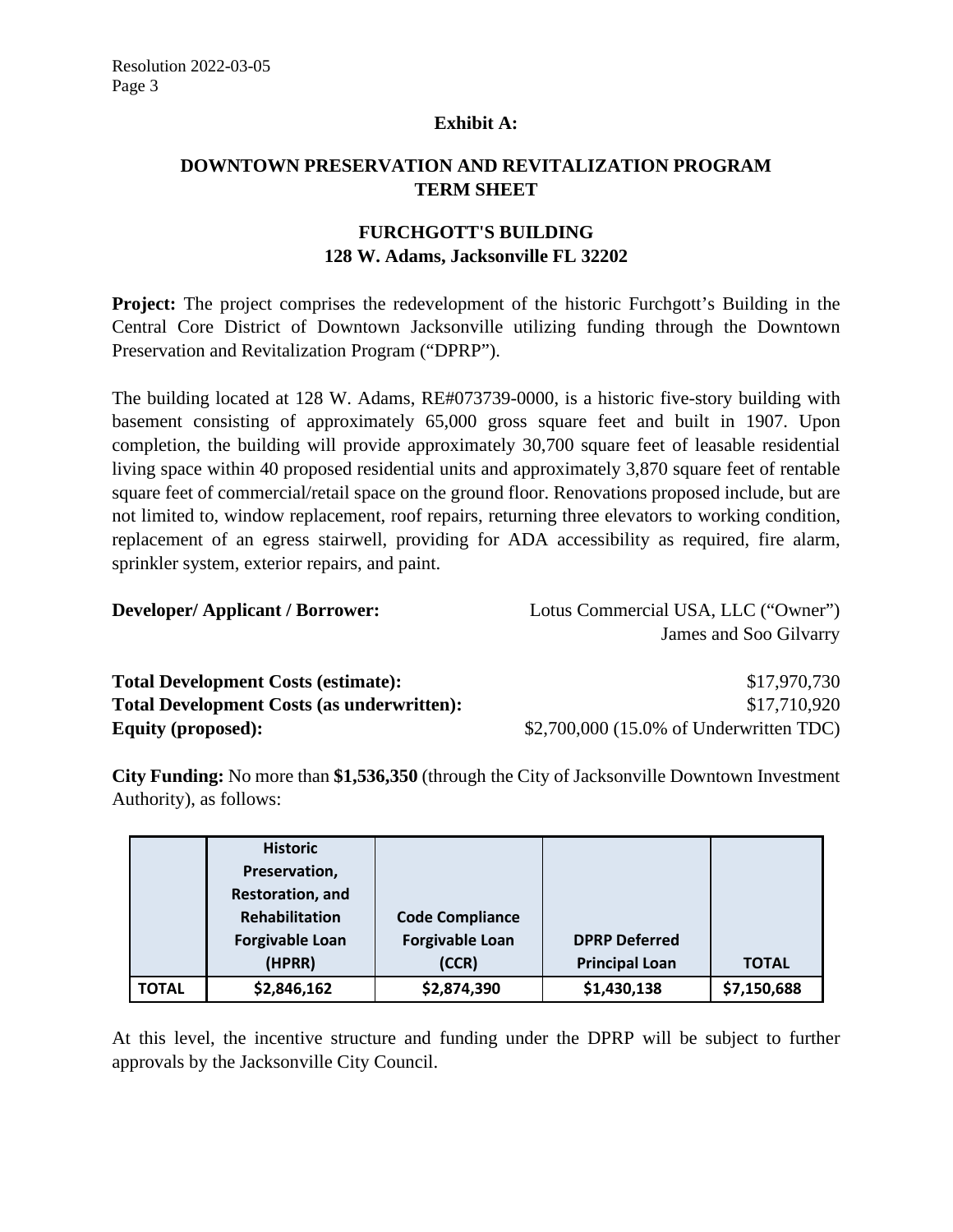**Exhibit A:**

## DOWNTOWN PRESERVATION AND REVITALIZATION PROGRAM TERM SHEET

### FURCHGOTT'S BUILDING
### 128 W. Adams, Jacksonville FL 32202

**Project:** The project comprises the redevelopment of the historic Furchgott's Building in the Central Core District of Downtown Jacksonville utilizing funding through the Downtown Preservation and Revitalization Program ("DPRP").

The building located at 128 W. Adams, RE#073739-0000, is a historic five-story building with basement consisting of approximately 65,000 gross square feet and built in 1907. Upon completion, the building will provide approximately 30,700 square feet of leasable residential living space within 40 proposed residential units and approximately 3,870 square feet of rentable square feet of commercial/retail space on the ground floor. Renovations proposed include, but are not limited to, window replacement, roof repairs, returning three elevators to working condition, replacement of an egress stairwell, providing for ADA accessibility as required, fire alarm, sprinkler system, exterior repairs, and paint.

**Developer/ Applicant / Borrower:** Lotus Commercial USA, LLC ("Owner")
James and Soo Gilvarry

**Total Development Costs (estimate):** $17,970,730
**Total Development Costs (as underwritten):** $17,710,920
**Equity (proposed):** $2,700,000 (15.0% of Underwritten TDC)

**City Funding:** No more than **$1,536,350** (through the City of Jacksonville Downtown Investment Authority), as follows:

| | Historic Preservation, Restoration, and Rehabilitation Forgivable Loan (HPRR) | Code Compliance Forgivable Loan (CCR) | DPRP Deferred Principal Loan | TOTAL |
|---|---|---|---|---|
| **TOTAL** | **$2,846,162** | **$2,874,390** | **$1,430,138** | **$7,150,688** |

At this level, the incentive structure and funding under the DPRP will be subject to further approvals by the Jacksonville City Council.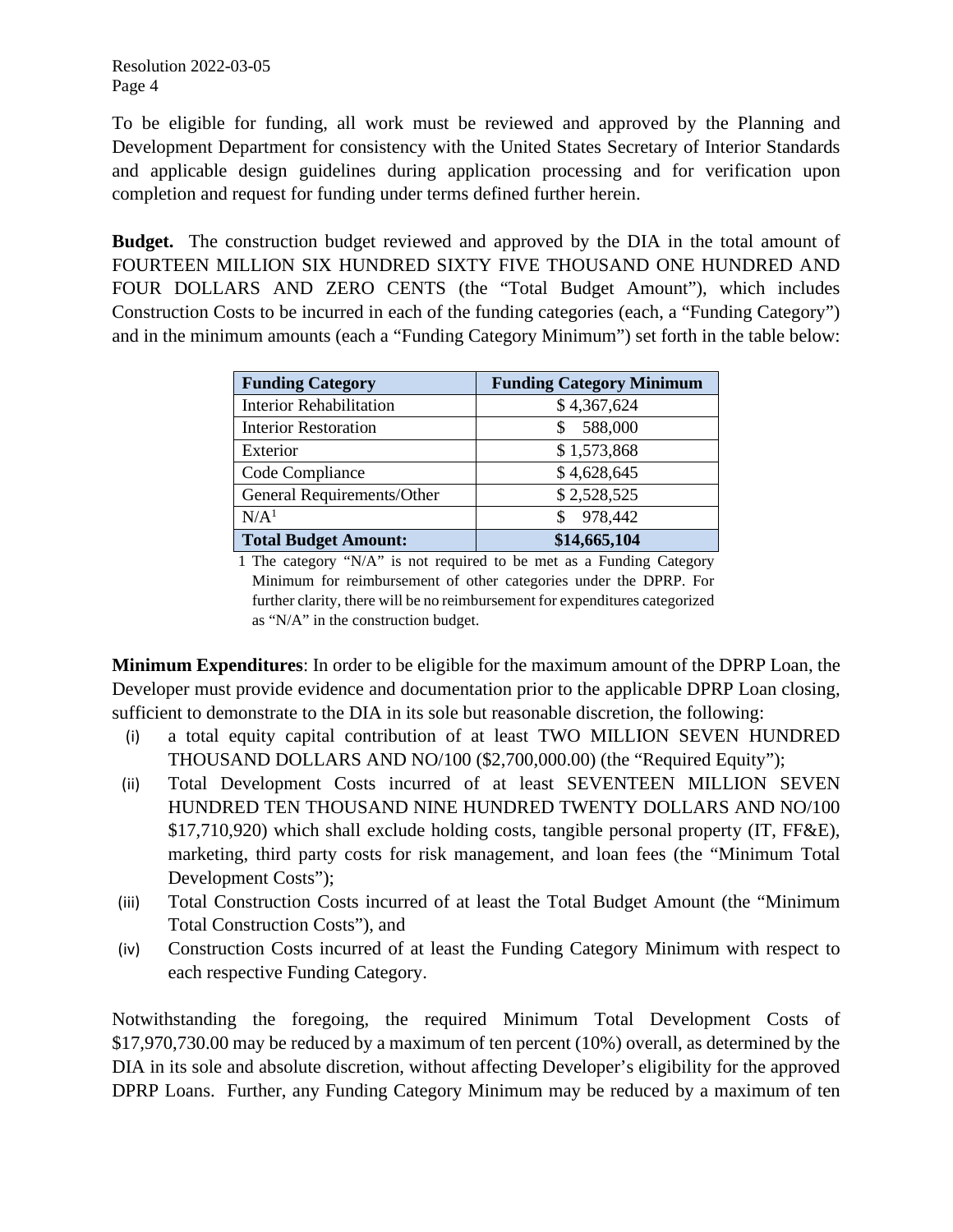To be eligible for funding, all work must be reviewed and approved by the Planning and Development Department for consistency with the United States Secretary of Interior Standards and applicable design guidelines during application processing and for verification upon completion and request for funding under terms defined further herein.

**Budget.** The construction budget reviewed and approved by the DIA in the total amount of FOURTEEN MILLION SIX HUNDRED SIXTY FIVE THOUSAND ONE HUNDRED AND FOUR DOLLARS AND ZERO CENTS (the "Total Budget Amount"), which includes Construction Costs to be incurred in each of the funding categories (each, a "Funding Category") and in the minimum amounts (each a "Funding Category Minimum") set forth in the table below:

| Funding Category | Funding Category Minimum |
|---|---|
| Interior Rehabilitation | $ 4,367,624 |
| Interior Restoration | $ 588,000 |
| Exterior | $ 1,573,868 |
| Code Compliance | $ 4,628,645 |
| General Requirements/Other | $ 2,528,525 |
| N/A[1] | $ 978,442 |
| **Total Budget Amount:** | **$14,665,104** |

1 The category "N/A" is not required to be met as a Funding Category Minimum for reimbursement of other categories under the DPRP. For further clarity, there will be no reimbursement for expenditures categorized as "N/A" in the construction budget.

**Minimum Expenditures**: In order to be eligible for the maximum amount of the DPRP Loan, the Developer must provide evidence and documentation prior to the applicable DPRP Loan closing, sufficient to demonstrate to the DIA in its sole but reasonable discretion, the following:

(i) a total equity capital contribution of at least TWO MILLION SEVEN HUNDRED THOUSAND DOLLARS AND NO/100 ($2,700,000.00) (the "Required Equity");

(ii) Total Development Costs incurred of at least SEVENTEEN MILLION SEVEN HUNDRED TEN THOUSAND NINE HUNDRED TWENTY DOLLARS AND NO/100 $17,710,920) which shall exclude holding costs, tangible personal property (IT, FF&E), marketing, third party costs for risk management, and loan fees (the "Minimum Total Development Costs");

(iii) Total Construction Costs incurred of at least the Total Budget Amount (the "Minimum Total Construction Costs"), and

(iv) Construction Costs incurred of at least the Funding Category Minimum with respect to each respective Funding Category.

Notwithstanding the foregoing, the required Minimum Total Development Costs of $17,970,730.00 may be reduced by a maximum of ten percent (10%) overall, as determined by the DIA in its sole and absolute discretion, without affecting Developer's eligibility for the approved DPRP Loans. Further, any Funding Category Minimum may be reduced by a maximum of ten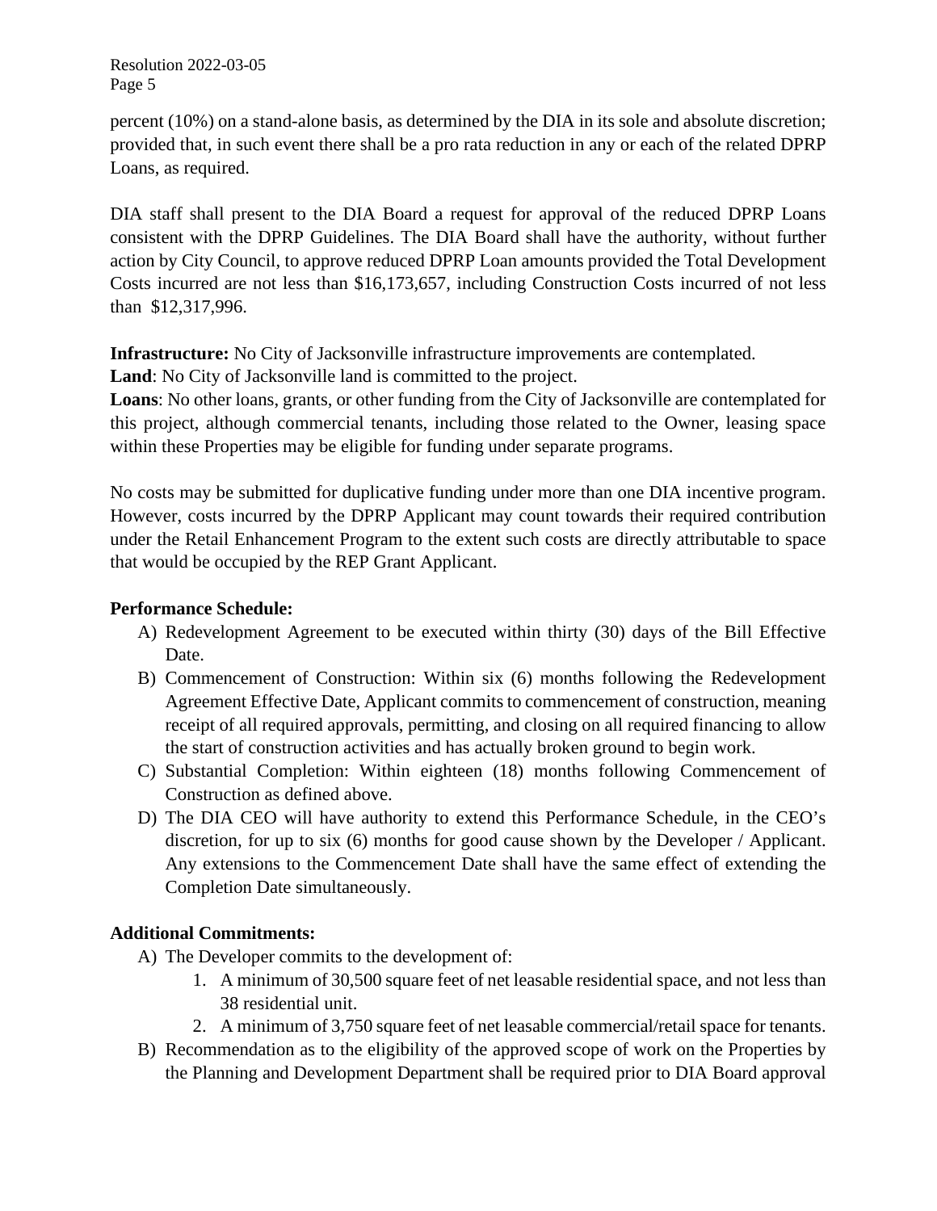percent (10%) on a stand-alone basis, as determined by the DIA in its sole and absolute discretion; provided that, in such event there shall be a pro rata reduction in any or each of the related DPRP Loans, as required.

DIA staff shall present to the DIA Board a request for approval of the reduced DPRP Loans consistent with the DPRP Guidelines. The DIA Board shall have the authority, without further action by City Council, to approve reduced DPRP Loan amounts provided the Total Development Costs incurred are not less than $16,173,657, including Construction Costs incurred of not less than $12,317,996.

**Infrastructure:** No City of Jacksonville infrastructure improvements are contemplated.
**Land**: No City of Jacksonville land is committed to the project.
**Loans**: No other loans, grants, or other funding from the City of Jacksonville are contemplated for this project, although commercial tenants, including those related to the Owner, leasing space within these Properties may be eligible for funding under separate programs.

No costs may be submitted for duplicative funding under more than one DIA incentive program. However, costs incurred by the DPRP Applicant may count towards their required contribution under the Retail Enhancement Program to the extent such costs are directly attributable to space that would be occupied by the REP Grant Applicant.

**Performance Schedule:**

A) Redevelopment Agreement to be executed within thirty (30) days of the Bill Effective Date.
B) Commencement of Construction: Within six (6) months following the Redevelopment Agreement Effective Date, Applicant commits to commencement of construction, meaning receipt of all required approvals, permitting, and closing on all required financing to allow the start of construction activities and has actually broken ground to begin work.
C) Substantial Completion: Within eighteen (18) months following Commencement of Construction as defined above.
D) The DIA CEO will have authority to extend this Performance Schedule, in the CEO's discretion, for up to six (6) months for good cause shown by the Developer / Applicant. Any extensions to the Commencement Date shall have the same effect of extending the Completion Date simultaneously.

**Additional Commitments:**

A) The Developer commits to the development of:
    1. A minimum of 30,500 square feet of net leasable residential space, and not less than 38 residential unit.
    2. A minimum of 3,750 square feet of net leasable commercial/retail space for tenants.
B) Recommendation as to the eligibility of the approved scope of work on the Properties by the Planning and Development Department shall be required prior to DIA Board approval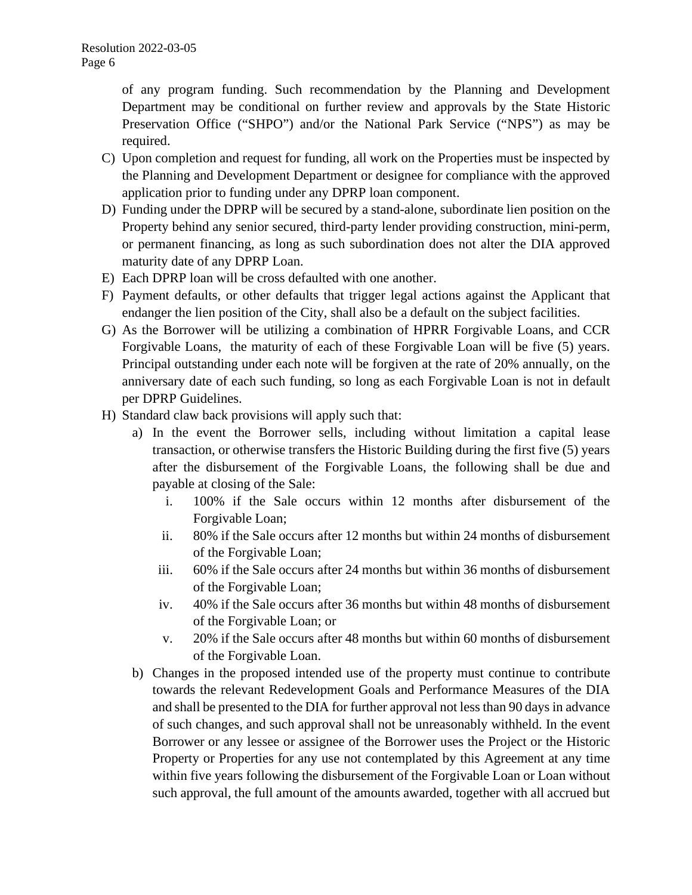of any program funding. Such recommendation by the Planning and Development Department may be conditional on further review and approvals by the State Historic Preservation Office ("SHPO") and/or the National Park Service ("NPS") as may be required.

C) Upon completion and request for funding, all work on the Properties must be inspected by the Planning and Development Department or designee for compliance with the approved application prior to funding under any DPRP loan component.

D) Funding under the DPRP will be secured by a stand-alone, subordinate lien position on the Property behind any senior secured, third-party lender providing construction, mini-perm, or permanent financing, as long as such subordination does not alter the DIA approved maturity date of any DPRP Loan.

E) Each DPRP loan will be cross defaulted with one another.

F) Payment defaults, or other defaults that trigger legal actions against the Applicant that endanger the lien position of the City, shall also be a default on the subject facilities.

G) As the Borrower will be utilizing a combination of HPRR Forgivable Loans, and CCR Forgivable Loans, the maturity of each of these Forgivable Loan will be five (5) years. Principal outstanding under each note will be forgiven at the rate of 20% annually, on the anniversary date of each such funding, so long as each Forgivable Loan is not in default per DPRP Guidelines.

H) Standard claw back provisions will apply such that:

   a) In the event the Borrower sells, including without limitation a capital lease transaction, or otherwise transfers the Historic Building during the first five (5) years after the disbursement of the Forgivable Loans, the following shall be due and payable at closing of the Sale:

      i. 100% if the Sale occurs within 12 months after disbursement of the Forgivable Loan;

      ii. 80% if the Sale occurs after 12 months but within 24 months of disbursement of the Forgivable Loan;

      iii. 60% if the Sale occurs after 24 months but within 36 months of disbursement of the Forgivable Loan;

      iv. 40% if the Sale occurs after 36 months but within 48 months of disbursement of the Forgivable Loan; or

      v. 20% if the Sale occurs after 48 months but within 60 months of disbursement of the Forgivable Loan.

   b) Changes in the proposed intended use of the property must continue to contribute towards the relevant Redevelopment Goals and Performance Measures of the DIA and shall be presented to the DIA for further approval not less than 90 days in advance of such changes, and such approval shall not be unreasonably withheld. In the event Borrower or any lessee or assignee of the Borrower uses the Project or the Historic Property or Properties for any use not contemplated by this Agreement at any time within five years following the disbursement of the Forgivable Loan or Loan without such approval, the full amount of the amounts awarded, together with all accrued but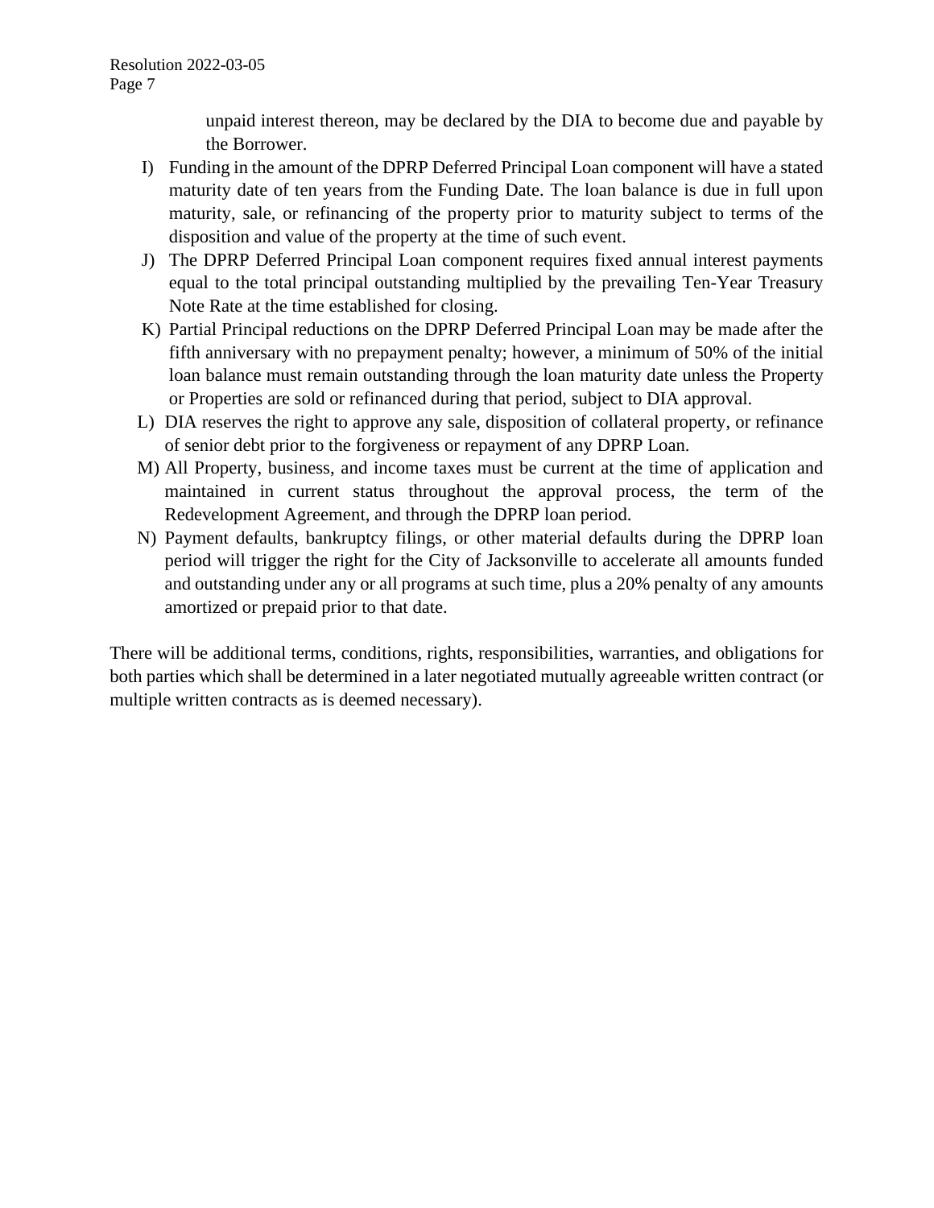unpaid interest thereon, may be declared by the DIA to become due and payable by the Borrower.

I) Funding in the amount of the DPRP Deferred Principal Loan component will have a stated maturity date of ten years from the Funding Date. The loan balance is due in full upon maturity, sale, or refinancing of the property prior to maturity subject to terms of the disposition and value of the property at the time of such event.

J) The DPRP Deferred Principal Loan component requires fixed annual interest payments equal to the total principal outstanding multiplied by the prevailing Ten-Year Treasury Note Rate at the time established for closing.

K) Partial Principal reductions on the DPRP Deferred Principal Loan may be made after the fifth anniversary with no prepayment penalty; however, a minimum of 50% of the initial loan balance must remain outstanding through the loan maturity date unless the Property or Properties are sold or refinanced during that period, subject to DIA approval.

L) DIA reserves the right to approve any sale, disposition of collateral property, or refinance of senior debt prior to the forgiveness or repayment of any DPRP Loan.

M) All Property, business, and income taxes must be current at the time of application and maintained in current status throughout the approval process, the term of the Redevelopment Agreement, and through the DPRP loan period.

N) Payment defaults, bankruptcy filings, or other material defaults during the DPRP loan period will trigger the right for the City of Jacksonville to accelerate all amounts funded and outstanding under any or all programs at such time, plus a 20% penalty of any amounts amortized or prepaid prior to that date.

There will be additional terms, conditions, rights, responsibilities, warranties, and obligations for both parties which shall be determined in a later negotiated mutually agreeable written contract (or multiple written contracts as is deemed necessary).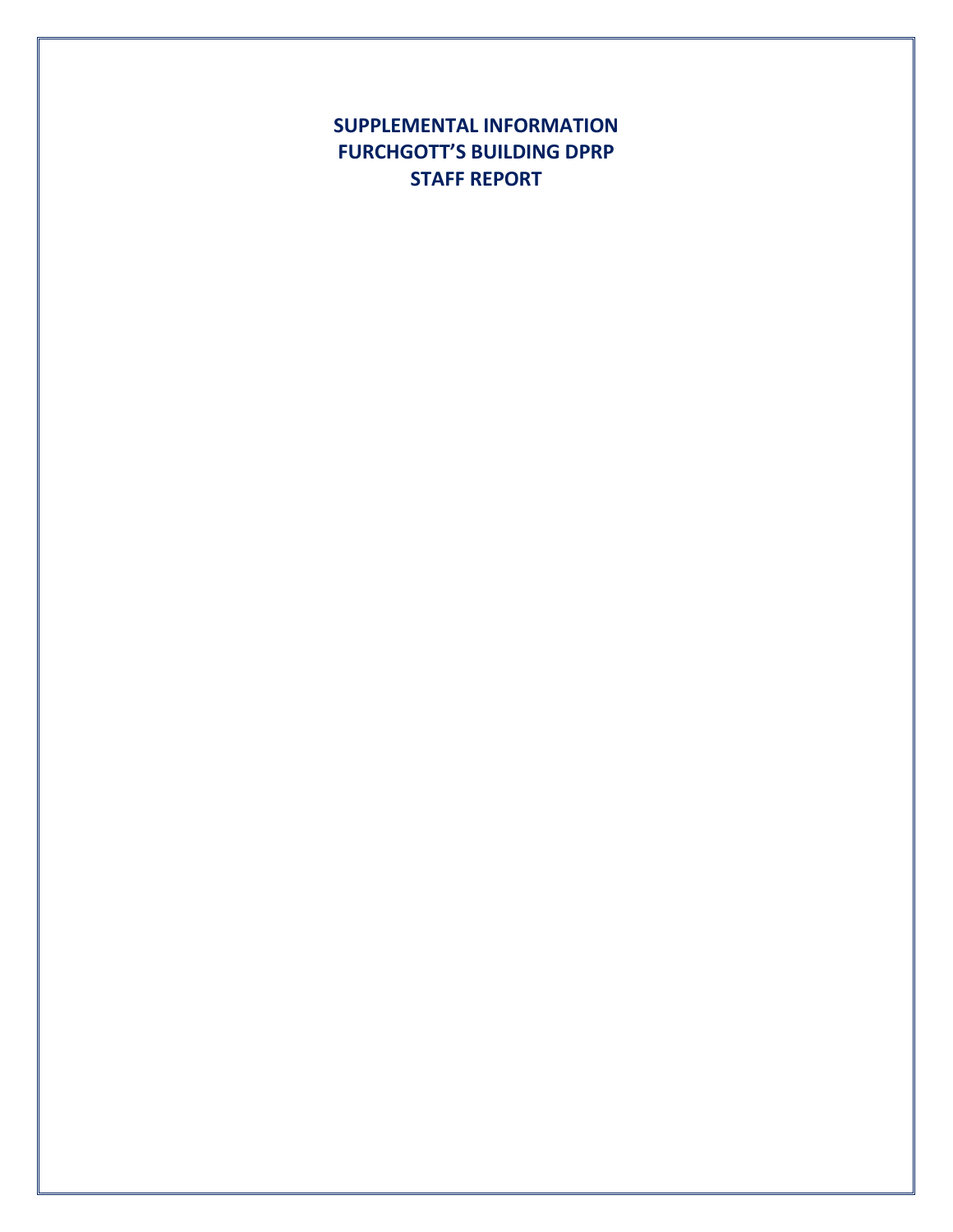# SUPPLEMENTAL INFORMATION
# FURCHGOTT'S BUILDING DPRP
# STAFF REPORT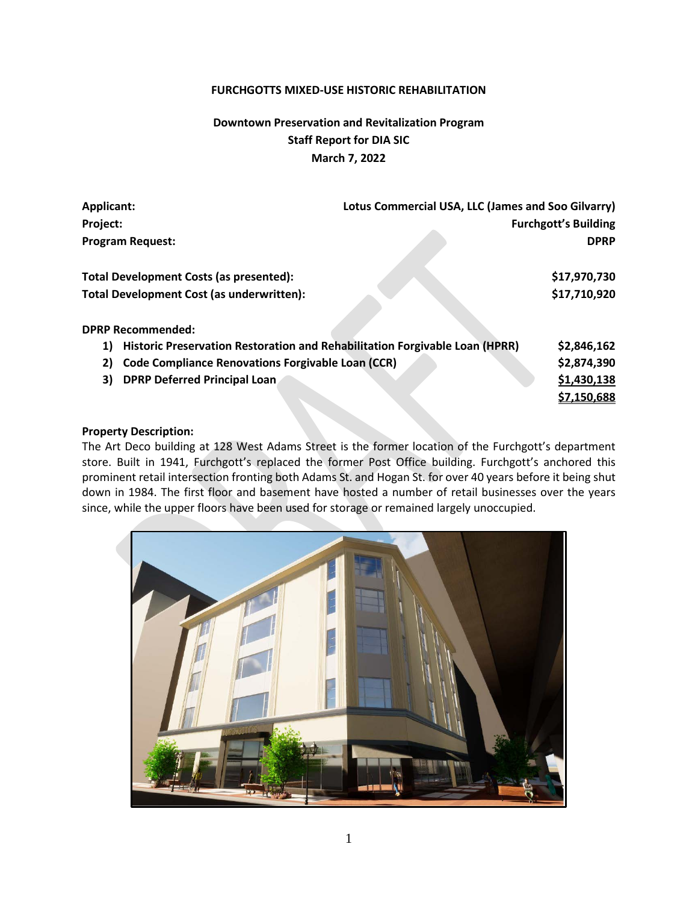**FURCHGOTTS MIXED-USE HISTORIC REHABILITATION**

**Downtown Preservation and Revitalization Program**
**Staff Report for DIA SIC**
**March 7, 2022**

| | |
|---|---|
| **Applicant:** | **Lotus Commercial USA, LLC (James and Soo Gilvarry)** |
| **Project:** | **Furchgott's Building** |
| **Program Request:** | **DPRP** |

| | |
|---|---|
| **Total Development Costs (as presented):** | **$17,970,730** |
| **Total Development Cost (as underwritten):** | **$17,710,920** |

**DPRP Recommended:**

| | |
|---|---|
| **1) Historic Preservation Restoration and Rehabilitation Forgivable Loan (HPRR)** | **$2,846,162** |
| **2) Code Compliance Renovations Forgivable Loan (CCR)** | **$2,874,390** |
| **3) DPRP Deferred Principal Loan** | **$1,430,138** |
| | **$7,150,688** |

**Property Description:**

The Art Deco building at 128 West Adams Street is the former location of the Furchgott's department store. Built in 1941, Furchgott's replaced the former Post Office building. Furchgott's anchored this prominent retail intersection fronting both Adams St. and Hogan St. for over 40 years before it being shut down in 1984. The first floor and basement have hosted a number of retail businesses over the years since, while the upper floors have been used for storage or remained largely unoccupied.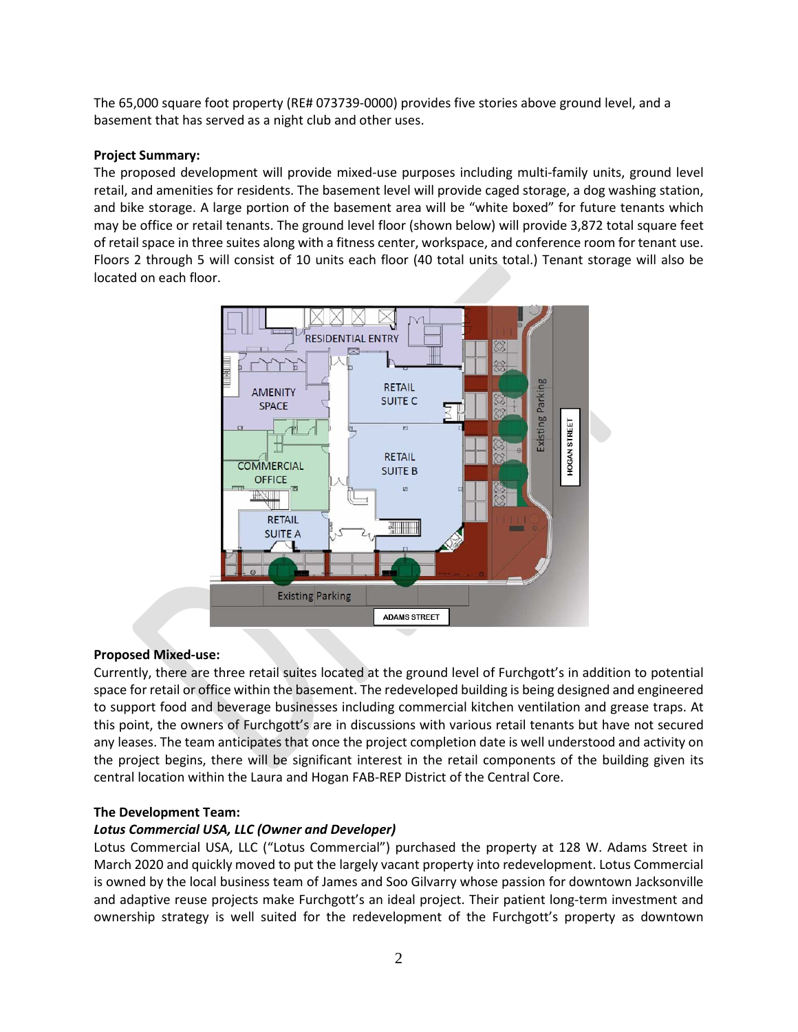The 65,000 square foot property (RE# 073739-0000) provides five stories above ground level, and a basement that has served as a night club and other uses.

**Project Summary:**
The proposed development will provide mixed-use purposes including multi-family units, ground level retail, and amenities for residents. The basement level will provide caged storage, a dog washing station, and bike storage. A large portion of the basement area will be "white boxed" for future tenants which may be office or retail tenants. The ground level floor (shown below) will provide 3,872 total square feet of retail space in three suites along with a fitness center, workspace, and conference room for tenant use. Floors 2 through 5 will consist of 10 units each floor (40 total units total.) Tenant storage will also be located on each floor.

**Proposed Mixed-use:**
Currently, there are three retail suites located at the ground level of Furchgott's in addition to potential space for retail or office within the basement. The redeveloped building is being designed and engineered to support food and beverage businesses including commercial kitchen ventilation and grease traps. At this point, the owners of Furchgott's are in discussions with various retail tenants but have not secured any leases. The team anticipates that once the project completion date is well understood and activity on the project begins, there will be significant interest in the retail components of the building given its central location within the Laura and Hogan FAB-REP District of the Central Core.

**The Development Team:**

***Lotus Commercial USA, LLC (Owner and Developer)***

Lotus Commercial USA, LLC ("Lotus Commercial") purchased the property at 128 W. Adams Street in March 2020 and quickly moved to put the largely vacant property into redevelopment. Lotus Commercial is owned by the local business team of James and Soo Gilvarry whose passion for downtown Jacksonville and adaptive reuse projects make Furchgott's an ideal project. Their patient long-term investment and ownership strategy is well suited for the redevelopment of the Furchgott's property as downtown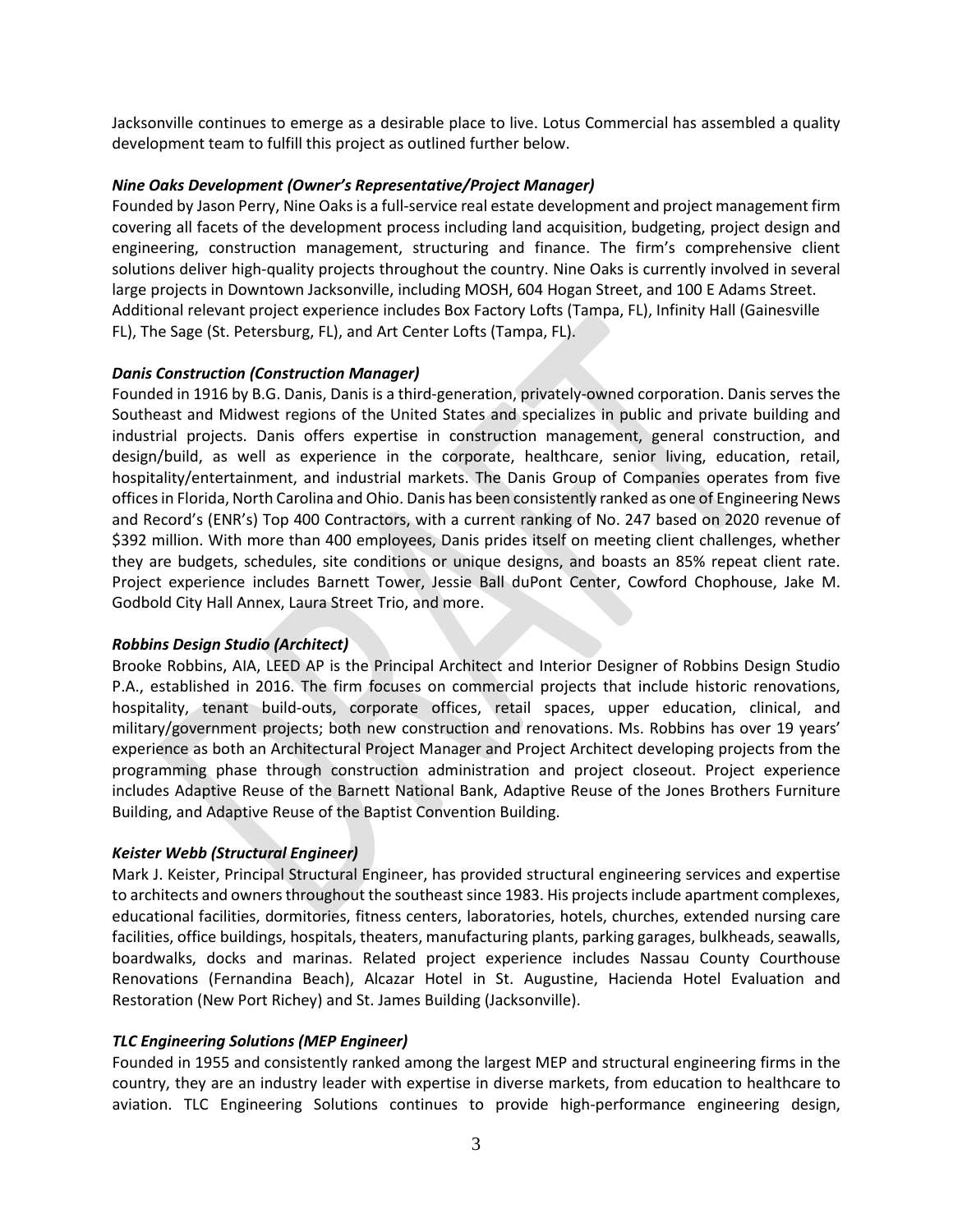Jacksonville continues to emerge as a desirable place to live. Lotus Commercial has assembled a quality development team to fulfill this project as outlined further below.

***Nine Oaks Development (Owner's Representative/Project Manager)***

Founded by Jason Perry, Nine Oaks is a full-service real estate development and project management firm covering all facets of the development process including land acquisition, budgeting, project design and engineering, construction management, structuring and finance. The firm's comprehensive client solutions deliver high-quality projects throughout the country. Nine Oaks is currently involved in several large projects in Downtown Jacksonville, including MOSH, 604 Hogan Street, and 100 E Adams Street. Additional relevant project experience includes Box Factory Lofts (Tampa, FL), Infinity Hall (Gainesville FL), The Sage (St. Petersburg, FL), and Art Center Lofts (Tampa, FL).

***Danis Construction (Construction Manager)***

Founded in 1916 by B.G. Danis, Danis is a third-generation, privately-owned corporation. Danis serves the Southeast and Midwest regions of the United States and specializes in public and private building and industrial projects. Danis offers expertise in construction management, general construction, and design/build, as well as experience in the corporate, healthcare, senior living, education, retail, hospitality/entertainment, and industrial markets. The Danis Group of Companies operates from five offices in Florida, North Carolina and Ohio. Danis has been consistently ranked as one of Engineering News and Record's (ENR's) Top 400 Contractors, with a current ranking of No. 247 based on 2020 revenue of $392 million. With more than 400 employees, Danis prides itself on meeting client challenges, whether they are budgets, schedules, site conditions or unique designs, and boasts an 85% repeat client rate. Project experience includes Barnett Tower, Jessie Ball duPont Center, Cowford Chophouse, Jake M. Godbold City Hall Annex, Laura Street Trio, and more.

***Robbins Design Studio (Architect)***

Brooke Robbins, AIA, LEED AP is the Principal Architect and Interior Designer of Robbins Design Studio P.A., established in 2016. The firm focuses on commercial projects that include historic renovations, hospitality, tenant build-outs, corporate offices, retail spaces, upper education, clinical, and military/government projects; both new construction and renovations. Ms. Robbins has over 19 years' experience as both an Architectural Project Manager and Project Architect developing projects from the programming phase through construction administration and project closeout. Project experience includes Adaptive Reuse of the Barnett National Bank, Adaptive Reuse of the Jones Brothers Furniture Building, and Adaptive Reuse of the Baptist Convention Building.

***Keister Webb (Structural Engineer)***

Mark J. Keister, Principal Structural Engineer, has provided structural engineering services and expertise to architects and owners throughout the southeast since 1983. His projects include apartment complexes, educational facilities, dormitories, fitness centers, laboratories, hotels, churches, extended nursing care facilities, office buildings, hospitals, theaters, manufacturing plants, parking garages, bulkheads, seawalls, boardwalks, docks and marinas. Related project experience includes Nassau County Courthouse Renovations (Fernandina Beach), Alcazar Hotel in St. Augustine, Hacienda Hotel Evaluation and Restoration (New Port Richey) and St. James Building (Jacksonville).

***TLC Engineering Solutions (MEP Engineer)***

Founded in 1955 and consistently ranked among the largest MEP and structural engineering firms in the country, they are an industry leader with expertise in diverse markets, from education to healthcare to aviation. TLC Engineering Solutions continues to provide high-performance engineering design,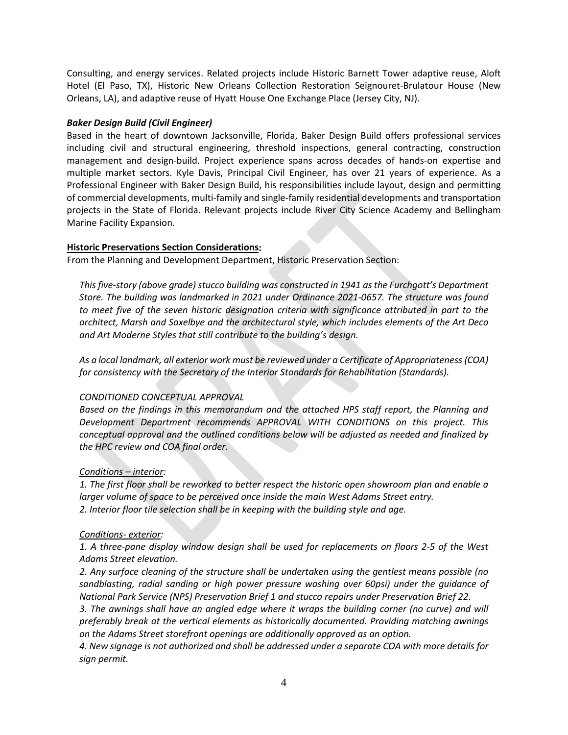Consulting, and energy services. Related projects include Historic Barnett Tower adaptive reuse, Aloft Hotel (El Paso, TX), Historic New Orleans Collection Restoration Seignouret-Brulatour House (New Orleans, LA), and adaptive reuse of Hyatt House One Exchange Place (Jersey City, NJ).

***Baker Design Build (Civil Engineer)***

Based in the heart of downtown Jacksonville, Florida, Baker Design Build offers professional services including civil and structural engineering, threshold inspections, general contracting, construction management and design-build. Project experience spans across decades of hands-on expertise and multiple market sectors. Kyle Davis, Principal Civil Engineer, has over 21 years of experience. As a Professional Engineer with Baker Design Build, his responsibilities include layout, design and permitting of commercial developments, multi-family and single-family residential developments and transportation projects in the State of Florida. Relevant projects include River City Science Academy and Bellingham Marine Facility Expansion.

**Historic Preservations Section Considerations:**

From the Planning and Development Department, Historic Preservation Section:

*This five-story (above grade) stucco building was constructed in 1941 as the Furchgott's Department Store. The building was landmarked in 2021 under Ordinance 2021-0657. The structure was found to meet five of the seven historic designation criteria with significance attributed in part to the architect, Marsh and Saxelbye and the architectural style, which includes elements of the Art Deco and Art Moderne Styles that still contribute to the building's design.*

*As a local landmark, all exterior work must be reviewed under a Certificate of Appropriateness (COA) for consistency with the Secretary of the Interior Standards for Rehabilitation (Standards).*

*CONDITIONED CONCEPTUAL APPROVAL*

*Based on the findings in this memorandum and the attached HPS staff report, the Planning and Development Department recommends APPROVAL WITH CONDITIONS on this project. This conceptual approval and the outlined conditions below will be adjusted as needed and finalized by the HPC review and COA final order.*

*Conditions – interior:*

*1. The first floor shall be reworked to better respect the historic open showroom plan and enable a larger volume of space to be perceived once inside the main West Adams Street entry.*
*2. Interior floor tile selection shall be in keeping with the building style and age.*

*Conditions- exterior:*

*1. A three-pane display window design shall be used for replacements on floors 2-5 of the West Adams Street elevation.*
*2. Any surface cleaning of the structure shall be undertaken using the gentlest means possible (no sandblasting, radial sanding or high power pressure washing over 60psi) under the guidance of National Park Service (NPS) Preservation Brief 1 and stucco repairs under Preservation Brief 22.*
*3. The awnings shall have an angled edge where it wraps the building corner (no curve) and will preferably break at the vertical elements as historically documented. Providing matching awnings on the Adams Street storefront openings are additionally approved as an option.*
*4. New signage is not authorized and shall be addressed under a separate COA with more details for sign permit.*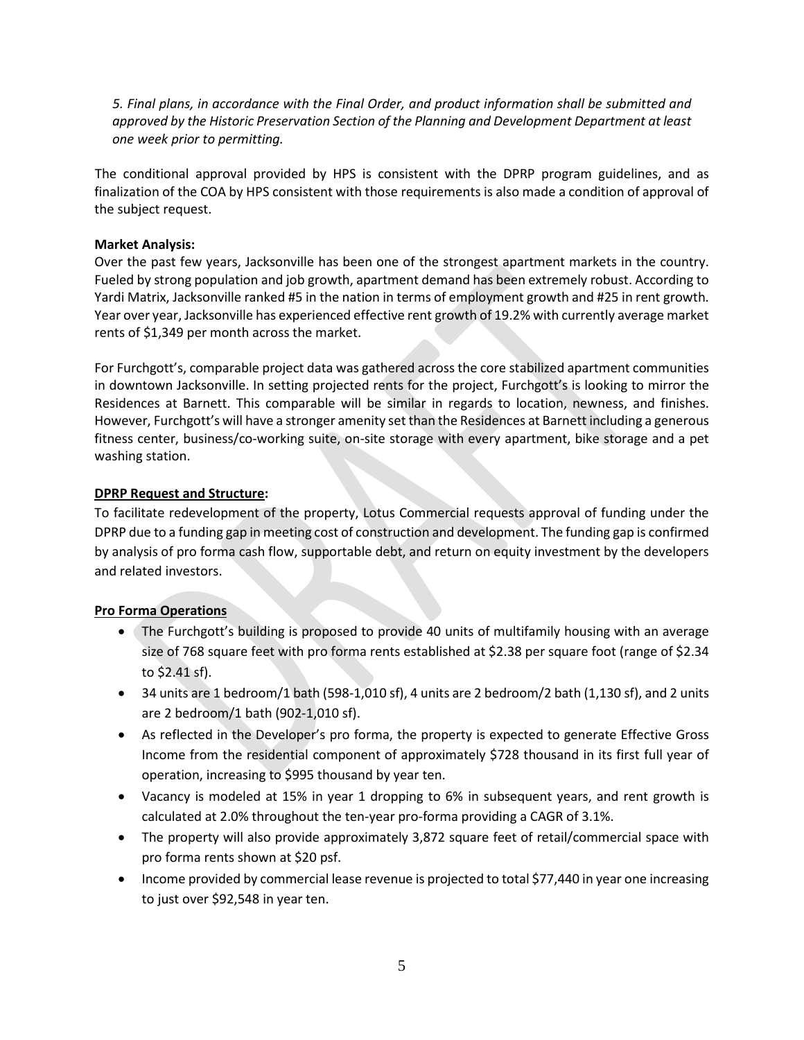*5. Final plans, in accordance with the Final Order, and product information shall be submitted and approved by the Historic Preservation Section of the Planning and Development Department at least one week prior to permitting.*

The conditional approval provided by HPS is consistent with the DPRP program guidelines, and as finalization of the COA by HPS consistent with those requirements is also made a condition of approval of the subject request.

**Market Analysis:**

Over the past few years, Jacksonville has been one of the strongest apartment markets in the country. Fueled by strong population and job growth, apartment demand has been extremely robust. According to Yardi Matrix, Jacksonville ranked #5 in the nation in terms of employment growth and #25 in rent growth. Year over year, Jacksonville has experienced effective rent growth of 19.2% with currently average market rents of $1,349 per month across the market.

For Furchgott's, comparable project data was gathered across the core stabilized apartment communities in downtown Jacksonville. In setting projected rents for the project, Furchgott's is looking to mirror the Residences at Barnett. This comparable will be similar in regards to location, newness, and finishes. However, Furchgott's will have a stronger amenity set than the Residences at Barnett including a generous fitness center, business/co-working suite, on-site storage with every apartment, bike storage and a pet washing station.

**DPRP Request and Structure:**

To facilitate redevelopment of the property, Lotus Commercial requests approval of funding under the DPRP due to a funding gap in meeting cost of construction and development. The funding gap is confirmed by analysis of pro forma cash flow, supportable debt, and return on equity investment by the developers and related investors.

**Pro Forma Operations**

- The Furchgott's building is proposed to provide 40 units of multifamily housing with an average size of 768 square feet with pro forma rents established at $2.38 per square foot (range of $2.34 to $2.41 sf).
- 34 units are 1 bedroom/1 bath (598-1,010 sf), 4 units are 2 bedroom/2 bath (1,130 sf), and 2 units are 2 bedroom/1 bath (902-1,010 sf).
- As reflected in the Developer's pro forma, the property is expected to generate Effective Gross Income from the residential component of approximately $728 thousand in its first full year of operation, increasing to $995 thousand by year ten.
- Vacancy is modeled at 15% in year 1 dropping to 6% in subsequent years, and rent growth is calculated at 2.0% throughout the ten-year pro-forma providing a CAGR of 3.1%.
- The property will also provide approximately 3,872 square feet of retail/commercial space with pro forma rents shown at $20 psf.
- Income provided by commercial lease revenue is projected to total $77,440 in year one increasing to just over $92,548 in year ten.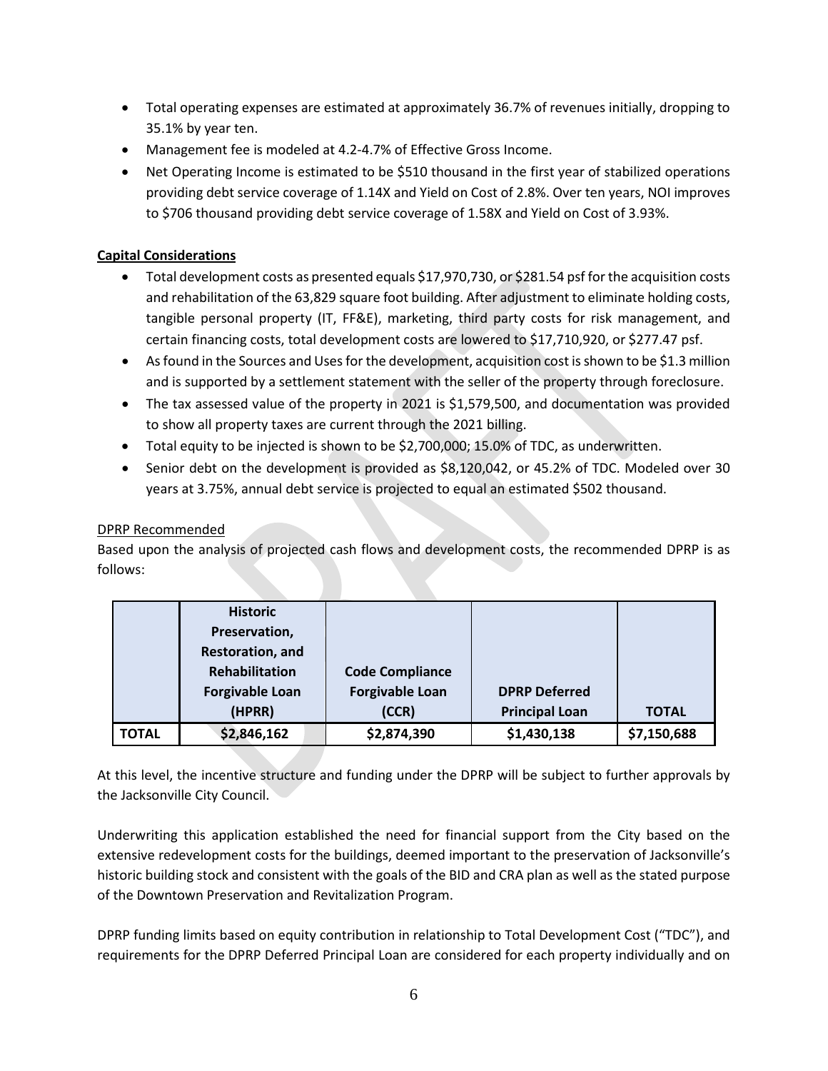- Total operating expenses are estimated at approximately 36.7% of revenues initially, dropping to 35.1% by year ten.
- Management fee is modeled at 4.2-4.7% of Effective Gross Income.
- Net Operating Income is estimated to be $510 thousand in the first year of stabilized operations providing debt service coverage of 1.14X and Yield on Cost of 2.8%. Over ten years, NOI improves to $706 thousand providing debt service coverage of 1.58X and Yield on Cost of 3.93%.

**Capital Considerations**

- Total development costs as presented equals $17,970,730, or $281.54 psf for the acquisition costs and rehabilitation of the 63,829 square foot building. After adjustment to eliminate holding costs, tangible personal property (IT, FF&E), marketing, third party costs for risk management, and certain financing costs, total development costs are lowered to $17,710,920, or $277.47 psf.
- As found in the Sources and Uses for the development, acquisition cost is shown to be $1.3 million and is supported by a settlement statement with the seller of the property through foreclosure.
- The tax assessed value of the property in 2021 is $1,579,500, and documentation was provided to show all property taxes are current through the 2021 billing.
- Total equity to be injected is shown to be $2,700,000; 15.0% of TDC, as underwritten.
- Senior debt on the development is provided as $8,120,042, or 45.2% of TDC. Modeled over 30 years at 3.75%, annual debt service is projected to equal an estimated $502 thousand.

DPRP Recommended

Based upon the analysis of projected cash flows and development costs, the recommended DPRP is as follows:

| | Historic Preservation, Restoration, and Rehabilitation Forgivable Loan (HPRR) | Code Compliance Forgivable Loan (CCR) | DPRP Deferred Principal Loan | TOTAL |
|---|---|---|---|---|
| **TOTAL** | $2,846,162 | $2,874,390 | $1,430,138 | $7,150,688 |

At this level, the incentive structure and funding under the DPRP will be subject to further approvals by the Jacksonville City Council.

Underwriting this application established the need for financial support from the City based on the extensive redevelopment costs for the buildings, deemed important to the preservation of Jacksonville's historic building stock and consistent with the goals of the BID and CRA plan as well as the stated purpose of the Downtown Preservation and Revitalization Program.

DPRP funding limits based on equity contribution in relationship to Total Development Cost ("TDC"), and requirements for the DPRP Deferred Principal Loan are considered for each property individually and on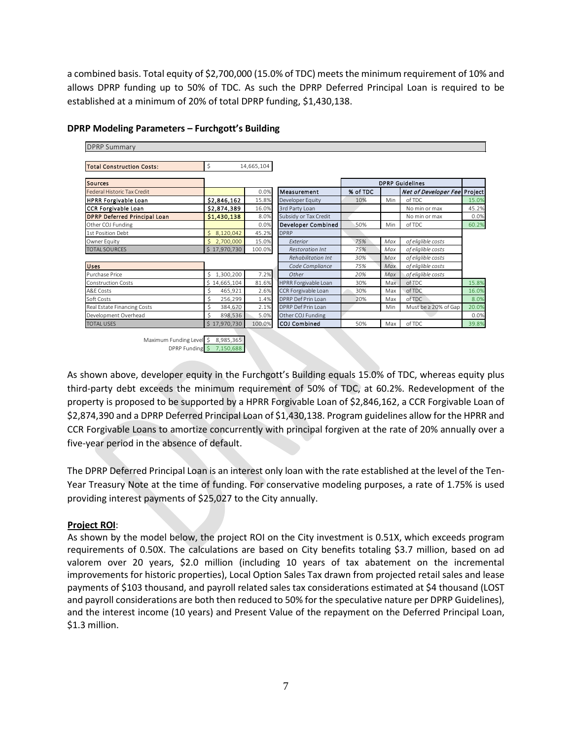a combined basis. Total equity of $2,700,000 (15.0% of TDC) meets the minimum requirement of 10% and allows DPRP funding up to 50% of TDC. As such the DPRP Deferred Principal Loan is required to be established at a minimum of 20% of total DPRP funding, $1,430,138.

**DPRP Modeling Parameters – Furchgott's Building**

DPRP Summary

| Total Construction Costs: | $ 14,665,104 |
|---|---|

| Sources | | |
|---|---|---|
| Federal Historic Tax Credit | | 0.0% |
| **HPRR Forgivable Loan** | **$2,846,162** | 15.8% |
| **CCR Forgivable Loan** | **$2,874,389** | 16.0% |
| **DPRP Deferred Principal Loan** | **$1,430,138** | 8.0% |
| Other COJ Funding | | 0.0% |
| 1st Position Debt | $ 8,120,042 | 45.2% |
| Owner Equity | $ 2,700,000 | 15.0% |
| TOTAL SOURCES | $ 17,970,730 | 100.0% |

| Uses | | |
|---|---|---|
| Purchase Price | $ 1,300,200 | 7.2% |
| Construction Costs | $ 14,665,104 | 81.6% |
| A&E Costs | $ 465,921 | 2.6% |
| Soft Costs | $ 256,299 | 1.4% |
| Real Estate Financing Costs | $ 384,670 | 2.1% |
| Development Overhead | $ 898,536 | 5.0% |
| TOTAL USES | $ 17,970,730 | 100.0% |

| Maximum Funding Level | $ 8,985,365 |
|---|---|
| DPRP Funding | $ 7,150,688 |

| | DPRP Guidelines | | | |
|---|---|---|---|---|
| Measurement | % of TDC | | *Net of Developer Fee* | Project |
| Developer Equity | 10% | Min | of TDC | 15.0% |
| 3rd Party Loan | | | No min or max | 45.2% |
| Subsidy or Tax Credit | | | No min or max | 0.0% |
| **Developer Combined** | 50% | Min | of TDC | 60.2% |
| DPRP | | | | |
| *Exterior* | *75%* | *Max* | *of eliglible costs* | |
| *Restoration Int* | *75%* | *Max* | *of eliglible costs* | |
| *Rehabilitation Int* | *30%* | *Max* | *of eliglible costs* | |
| *Code Compliance* | *75%* | *Max* | *of eliglible costs* | |
| *Other* | *20%* | *Max* | *of eliglible costs* | |
| HPRR Forgivable Loan | 30% | Max | of TDC | 15.8% |
| CCR Forgivable Loan | 30% | Max | of TDC | 16.0% |
| DPRP Def Prin Loan | 20% | Max | of TDC | 8.0% |
| DPRP Def Prin Loan | | Min | Must be ≥ 20% of Gap | 20.0% |
| Other COJ Funding | | | | 0.0% |
| **COJ Combined** | 50% | Max | of TDC | 39.8% |

As shown above, developer equity in the Furchgott's Building equals 15.0% of TDC, whereas equity plus third-party debt exceeds the minimum requirement of 50% of TDC, at 60.2%. Redevelopment of the property is proposed to be supported by a HPRR Forgivable Loan of $2,846,162, a CCR Forgivable Loan of $2,874,390 and a DPRP Deferred Principal Loan of $1,430,138. Program guidelines allow for the HPRR and CCR Forgivable Loans to amortize concurrently with principal forgiven at the rate of 20% annually over a five-year period in the absence of default.

The DPRP Deferred Principal Loan is an interest only loan with the rate established at the level of the Ten-Year Treasury Note at the time of funding. For conservative modeling purposes, a rate of 1.75% is used providing interest payments of $25,027 to the City annually.

**Project ROI**:

As shown by the model below, the project ROI on the City investment is 0.51X, which exceeds program requirements of 0.50X. The calculations are based on City benefits totaling $3.7 million, based on ad valorem over 20 years, $2.0 million (including 10 years of tax abatement on the incremental improvements for historic properties), Local Option Sales Tax drawn from projected retail sales and lease payments of $103 thousand, and payroll related sales tax considerations estimated at $4 thousand (LOST and payroll considerations are both then reduced to 50% for the speculative nature per DPRP Guidelines), and the interest income (10 years) and Present Value of the repayment on the Deferred Principal Loan, $1.3 million.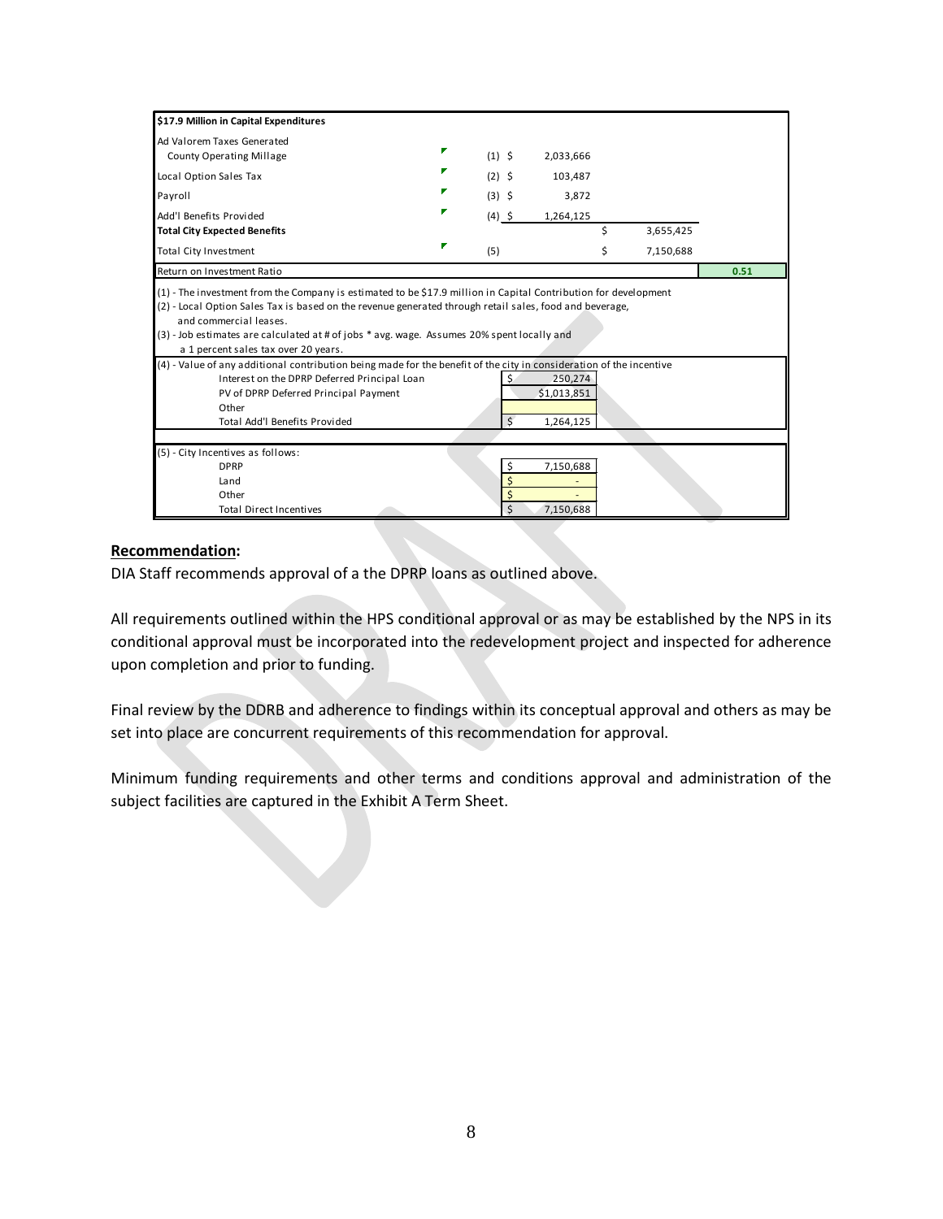| $17.9 Million in Capital Expenditures | | | | |
|---|---|---|---|---|
| Ad Valorem Taxes Generated | | | | |
| County Operating Millage | (1) | $ 2,033,666 | | |
| Local Option Sales Tax | (2) | $ 103,487 | | |
| Payroll | (3) | $ 3,872 | | |
| Add'l Benefits Provided | (4) | $ 1,264,125 | | |
| **Total City Expected Benefits** | | | $ 3,655,425 | |
| Total City Investment | (5) | | $ 7,150,688 | |
| Return on Investment Ratio | | | | 0.51 |

(1) - The investment from the Company is estimated to be $17.9 million in Capital Contribution for development
(2) - Local Option Sales Tax is based on the revenue generated through retail sales, food and beverage, and commercial leases.
(3) - Job estimates are calculated at # of jobs * avg. wage. Assumes 20% spent locally and a 1 percent sales tax over 20 years.

(4) - Value of any additional contribution being made for the benefit of the city in consideration of the incentive

| | |
|---|---|
| Interest on the DPRP Deferred Principal Loan | $ 250,274 |
| PV of DPRP Deferred Principal Payment | $1,013,851 |
| Other | |
| Total Add'l Benefits Provided | $ 1,264,125 |

(5) - City Incentives as follows:

| | |
|---|---|
| DPRP | $ 7,150,688 |
| Land | $ - |
| Other | $ - |
| Total Direct Incentives | $ 7,150,688 |

**Recommendation:**

DIA Staff recommends approval of a the DPRP loans as outlined above.

All requirements outlined within the HPS conditional approval or as may be established by the NPS in its conditional approval must be incorporated into the redevelopment project and inspected for adherence upon completion and prior to funding.

Final review by the DDRB and adherence to findings within its conceptual approval and others as may be set into place are concurrent requirements of this recommendation for approval.

Minimum funding requirements and other terms and conditions approval and administration of the subject facilities are captured in the Exhibit A Term Sheet.